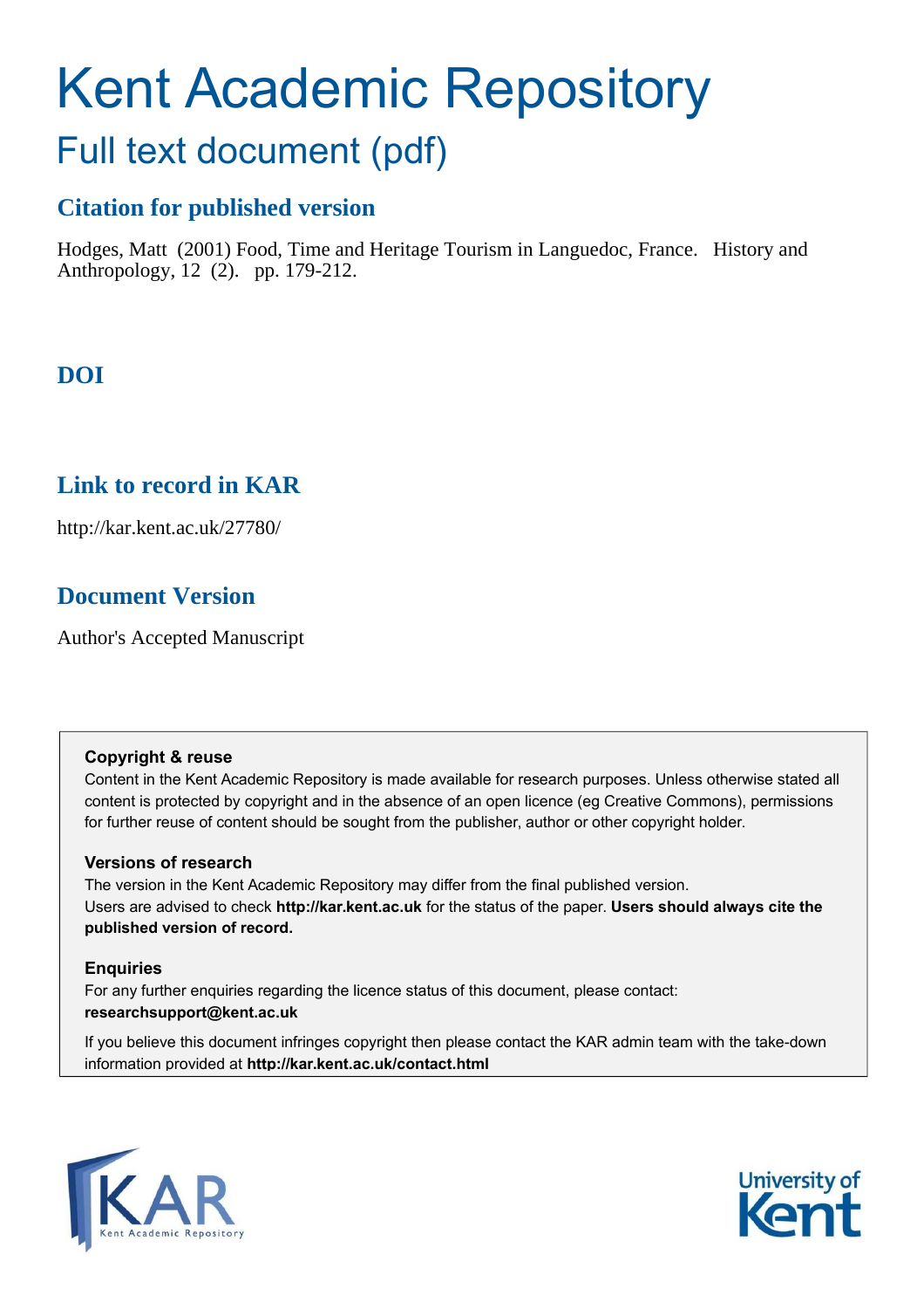# Kent Academic Repository

## Full text document (pdf)

### Citation for published version

Hodges, Matt (2001) Food, Time and Heritage Tourism in Languedoc, France. History and Anthropology, 12 (2). pp. 179-212.

### DOI

### Link to record in KAR

http://kar.kent.ac.uk/27780/

### Document Version

Author's Accepted Manuscript

**Copyright & reuse**
Content in the Kent Academic Repository is made available for research purposes. Unless otherwise stated all content is protected by copyright and in the absence of an open licence (eg Creative Commons), permissions for further reuse of content should be sought from the publisher, author or other copyright holder.

**Versions of research**
The version in the Kent Academic Repository may differ from the final published version. Users are advised to check **http://kar.kent.ac.uk** for the status of the paper. **Users should always cite the published version of record.**

**Enquiries**
For any further enquiries regarding the licence status of this document, please contact: **researchsupport@kent.ac.uk**

If you believe this document infringes copyright then please contact the KAR admin team with the take-down information provided at **http://kar.kent.ac.uk/contact.html**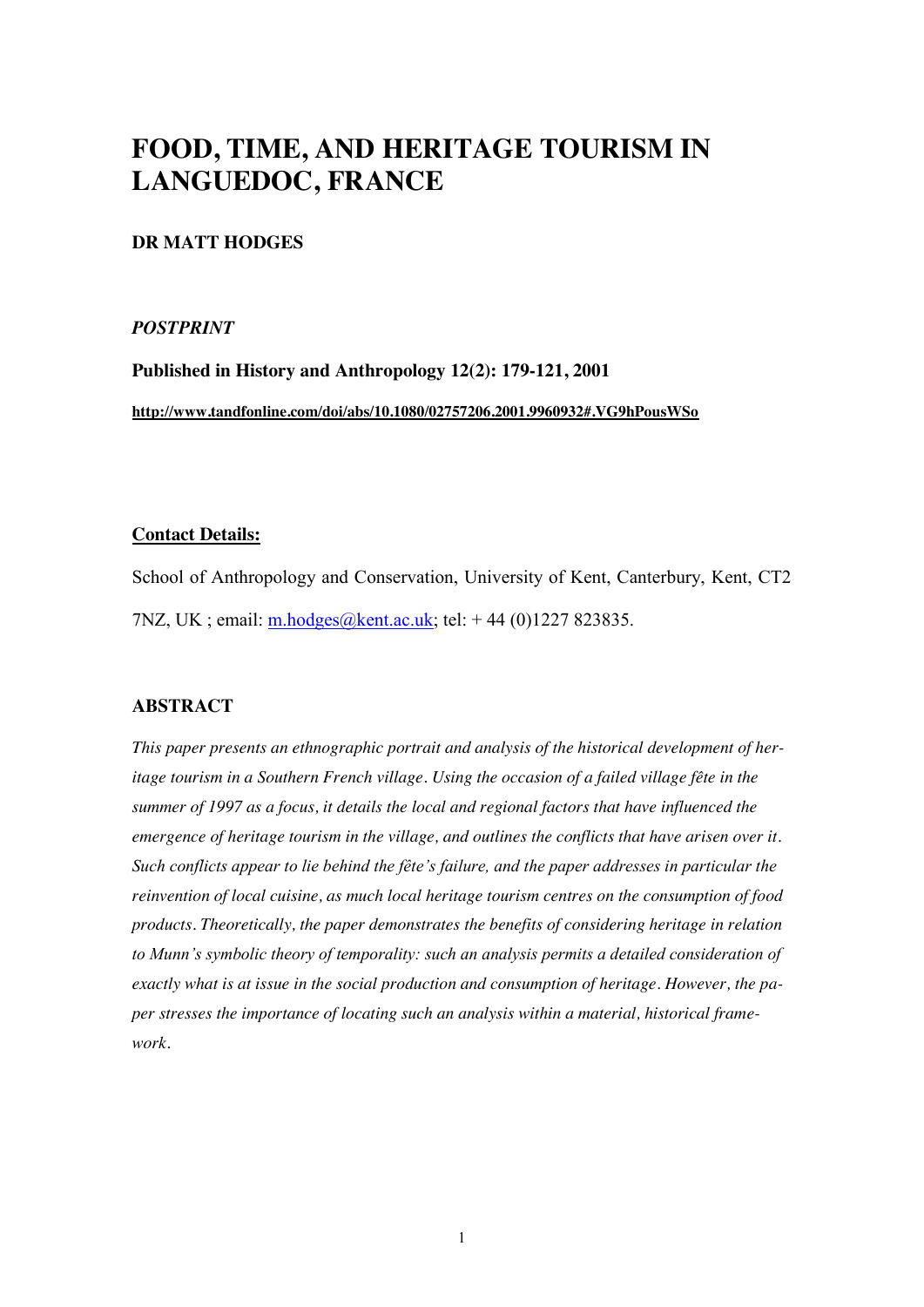# FOOD, TIME, AND HERITAGE TOURISM IN LANGUEDOC, FRANCE

**DR MATT HODGES**

***POSTPRINT***

**Published in History and Anthropology 12(2): 179-121, 2001**

**http://www.tandfonline.com/doi/abs/10.1080/02757206.2001.9960932#.VG9hPousWSo**

**Contact Details:**

School of Anthropology and Conservation, University of Kent, Canterbury, Kent, CT2 7NZ, UK ; email: m.hodges@kent.ac.uk; tel: + 44 (0)1227 823835.

## ABSTRACT

*This paper presents an ethnographic portrait and analysis of the historical development of heritage tourism in a Southern French village. Using the occasion of a failed village fête in the summer of 1997 as a focus, it details the local and regional factors that have influenced the emergence of heritage tourism in the village, and outlines the conflicts that have arisen over it. Such conflicts appear to lie behind the fête's failure, and the paper addresses in particular the reinvention of local cuisine, as much local heritage tourism centres on the consumption of food products. Theoretically, the paper demonstrates the benefits of considering heritage in relation to Munn's symbolic theory of temporality: such an analysis permits a detailed consideration of exactly what is at issue in the social production and consumption of heritage. However, the paper stresses the importance of locating such an analysis within a material, historical framework.*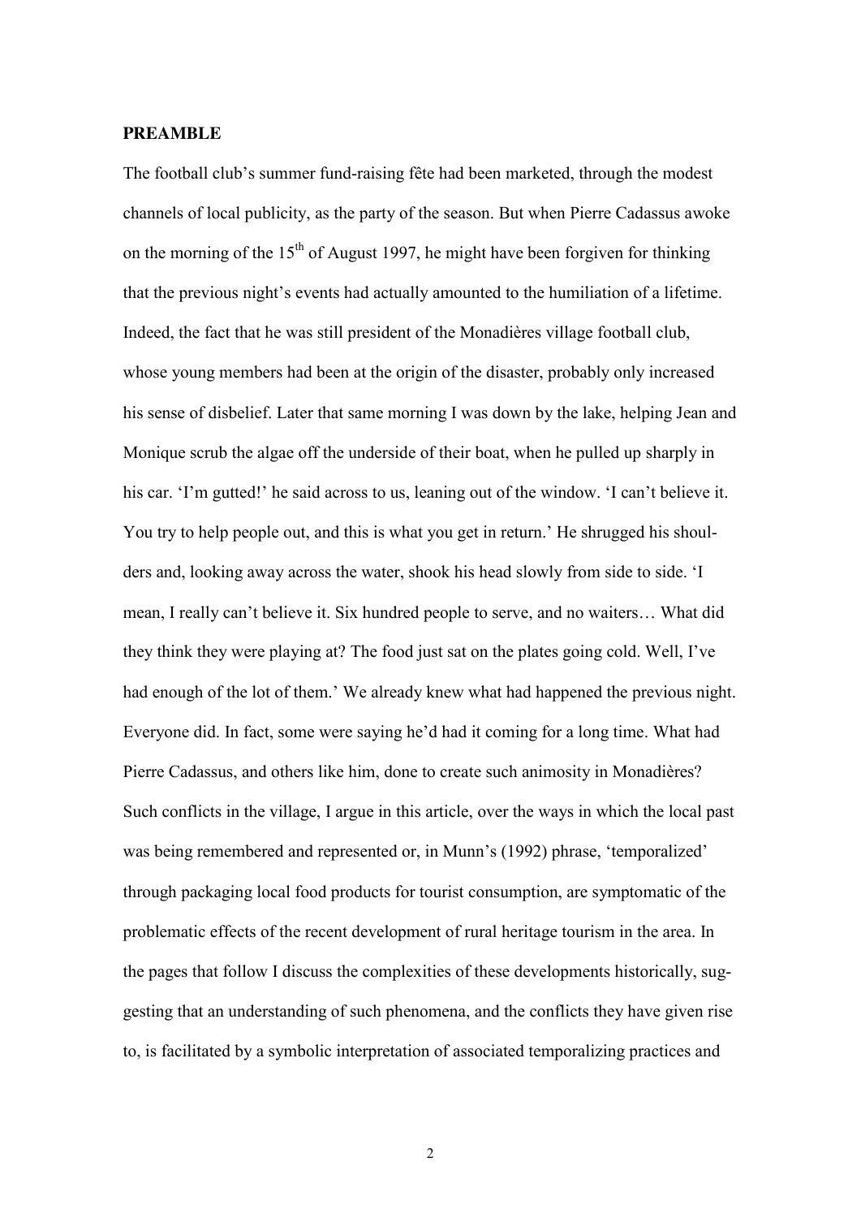**PREAMBLE**

The football club's summer fund-raising fête had been marketed, through the modest channels of local publicity, as the party of the season. But when Pierre Cadassus awoke on the morning of the 15th of August 1997, he might have been forgiven for thinking that the previous night's events had actually amounted to the humiliation of a lifetime. Indeed, the fact that he was still president of the Monadières village football club, whose young members had been at the origin of the disaster, probably only increased his sense of disbelief. Later that same morning I was down by the lake, helping Jean and Monique scrub the algae off the underside of their boat, when he pulled up sharply in his car. 'I'm gutted!' he said across to us, leaning out of the window. 'I can't believe it. You try to help people out, and this is what you get in return.' He shrugged his shoulders and, looking away across the water, shook his head slowly from side to side. 'I mean, I really can't believe it. Six hundred people to serve, and no waiters… What did they think they were playing at? The food just sat on the plates going cold. Well, I've had enough of the lot of them.' We already knew what had happened the previous night. Everyone did. In fact, some were saying he'd had it coming for a long time. What had Pierre Cadassus, and others like him, done to create such animosity in Monadières? Such conflicts in the village, I argue in this article, over the ways in which the local past was being remembered and represented or, in Munn's (1992) phrase, 'temporalized' through packaging local food products for tourist consumption, are symptomatic of the problematic effects of the recent development of rural heritage tourism in the area. In the pages that follow I discuss the complexities of these developments historically, suggesting that an understanding of such phenomena, and the conflicts they have given rise to, is facilitated by a symbolic interpretation of associated temporalizing practices and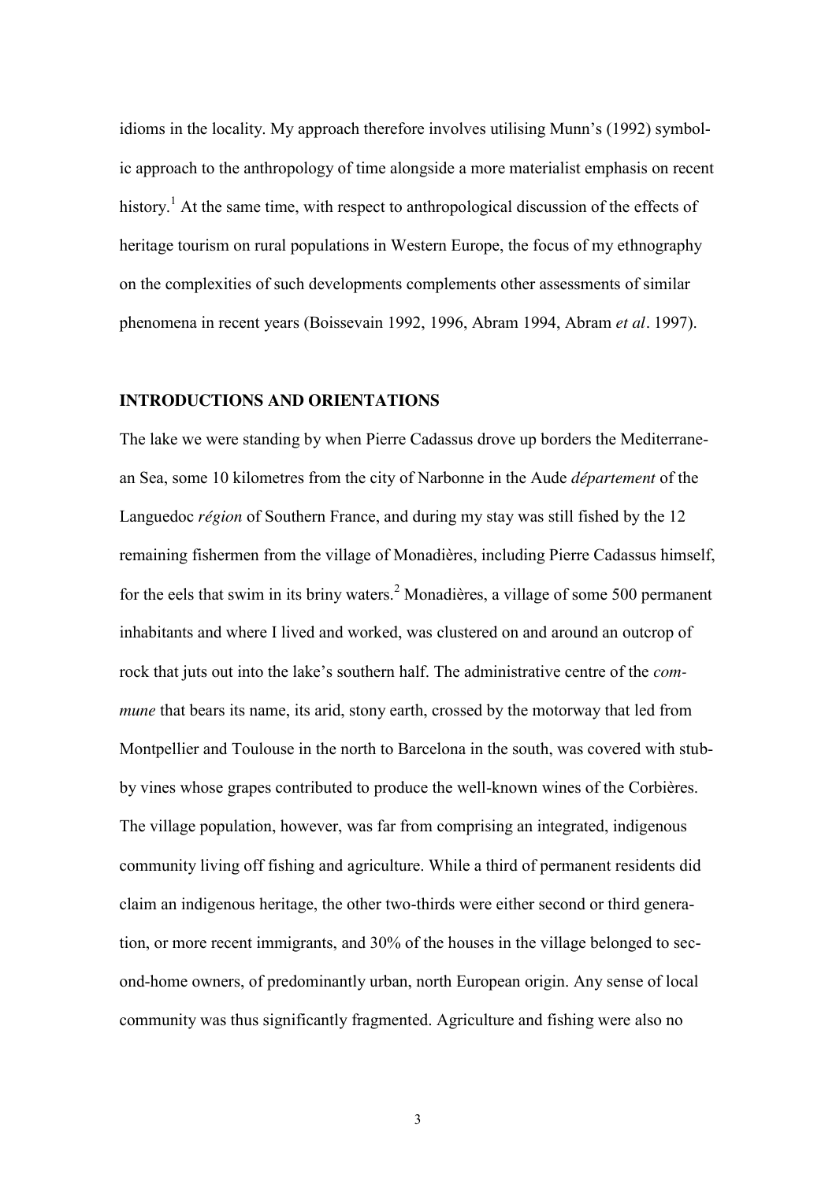idioms in the locality. My approach therefore involves utilising Munn's (1992) symbolic approach to the anthropology of time alongside a more materialist emphasis on recent history.[1] At the same time, with respect to anthropological discussion of the effects of heritage tourism on rural populations in Western Europe, the focus of my ethnography on the complexities of such developments complements other assessments of similar phenomena in recent years (Boissevain 1992, 1996, Abram 1994, Abram *et al*. 1997).

## INTRODUCTIONS AND ORIENTATIONS

The lake we were standing by when Pierre Cadassus drove up borders the Mediterranean Sea, some 10 kilometres from the city of Narbonne in the Aude *département* of the Languedoc *région* of Southern France, and during my stay was still fished by the 12 remaining fishermen from the village of Monadières, including Pierre Cadassus himself, for the eels that swim in its briny waters.[2] Monadières, a village of some 500 permanent inhabitants and where I lived and worked, was clustered on and around an outcrop of rock that juts out into the lake's southern half. The administrative centre of the *commune* that bears its name, its arid, stony earth, crossed by the motorway that led from Montpellier and Toulouse in the north to Barcelona in the south, was covered with stubby vines whose grapes contributed to produce the well-known wines of the Corbières. The village population, however, was far from comprising an integrated, indigenous community living off fishing and agriculture. While a third of permanent residents did claim an indigenous heritage, the other two-thirds were either second or third generation, or more recent immigrants, and 30% of the houses in the village belonged to second-home owners, of predominantly urban, north European origin. Any sense of local community was thus significantly fragmented. Agriculture and fishing were also no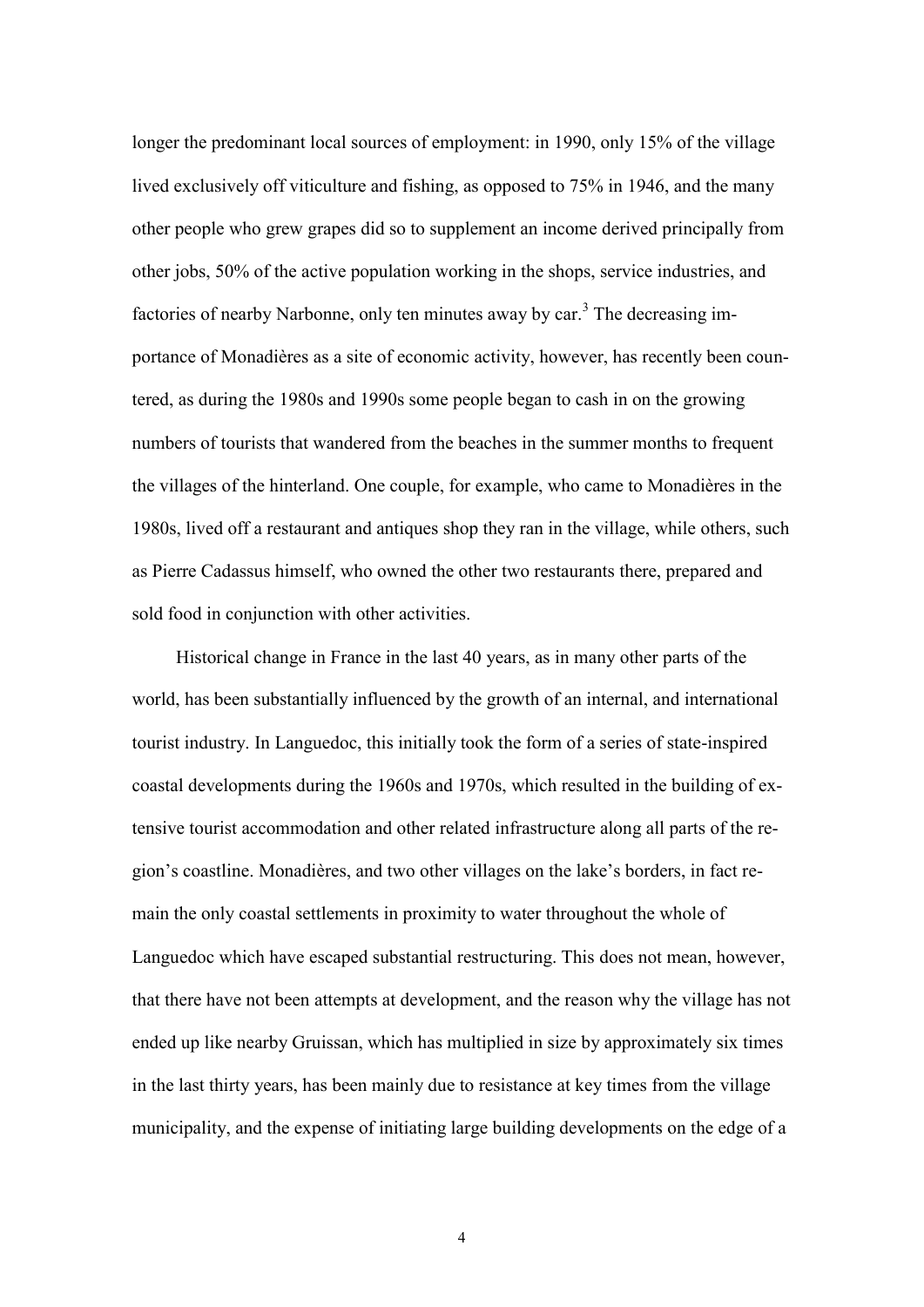longer the predominant local sources of employment: in 1990, only 15% of the village lived exclusively off viticulture and fishing, as opposed to 75% in 1946, and the many other people who grew grapes did so to supplement an income derived principally from other jobs, 50% of the active population working in the shops, service industries, and factories of nearby Narbonne, only ten minutes away by car.[3] The decreasing importance of Monadières as a site of economic activity, however, has recently been countered, as during the 1980s and 1990s some people began to cash in on the growing numbers of tourists that wandered from the beaches in the summer months to frequent the villages of the hinterland. One couple, for example, who came to Monadières in the 1980s, lived off a restaurant and antiques shop they ran in the village, while others, such as Pierre Cadassus himself, who owned the other two restaurants there, prepared and sold food in conjunction with other activities.

Historical change in France in the last 40 years, as in many other parts of the world, has been substantially influenced by the growth of an internal, and international tourist industry. In Languedoc, this initially took the form of a series of state-inspired coastal developments during the 1960s and 1970s, which resulted in the building of extensive tourist accommodation and other related infrastructure along all parts of the region's coastline. Monadières, and two other villages on the lake's borders, in fact remain the only coastal settlements in proximity to water throughout the whole of Languedoc which have escaped substantial restructuring. This does not mean, however, that there have not been attempts at development, and the reason why the village has not ended up like nearby Gruissan, which has multiplied in size by approximately six times in the last thirty years, has been mainly due to resistance at key times from the village municipality, and the expense of initiating large building developments on the edge of a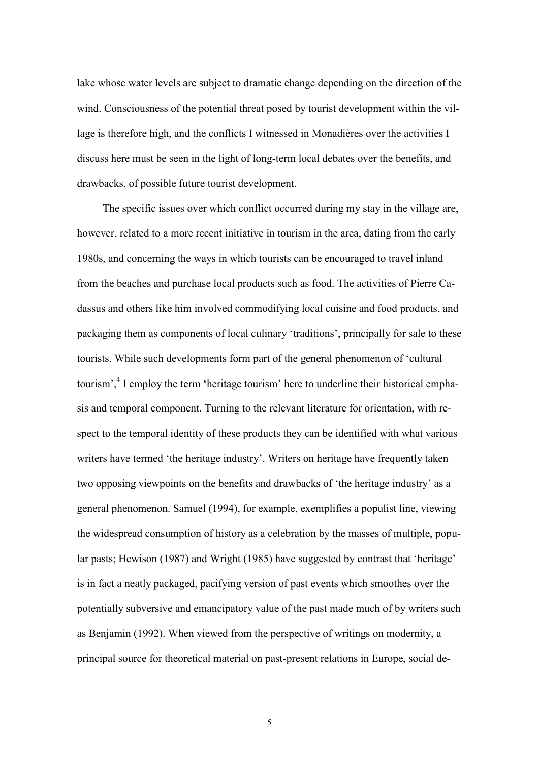lake whose water levels are subject to dramatic change depending on the direction of the wind. Consciousness of the potential threat posed by tourist development within the village is therefore high, and the conflicts I witnessed in Monadières over the activities I discuss here must be seen in the light of long-term local debates over the benefits, and drawbacks, of possible future tourist development.

The specific issues over which conflict occurred during my stay in the village are, however, related to a more recent initiative in tourism in the area, dating from the early 1980s, and concerning the ways in which tourists can be encouraged to travel inland from the beaches and purchase local products such as food. The activities of Pierre Cadassus and others like him involved commodifying local cuisine and food products, and packaging them as components of local culinary 'traditions', principally for sale to these tourists. While such developments form part of the general phenomenon of 'cultural tourism',[4] I employ the term 'heritage tourism' here to underline their historical emphasis and temporal component. Turning to the relevant literature for orientation, with respect to the temporal identity of these products they can be identified with what various writers have termed 'the heritage industry'. Writers on heritage have frequently taken two opposing viewpoints on the benefits and drawbacks of 'the heritage industry' as a general phenomenon. Samuel (1994), for example, exemplifies a populist line, viewing the widespread consumption of history as a celebration by the masses of multiple, popular pasts; Hewison (1987) and Wright (1985) have suggested by contrast that 'heritage' is in fact a neatly packaged, pacifying version of past events which smoothes over the potentially subversive and emancipatory value of the past made much of by writers such as Benjamin (1992). When viewed from the perspective of writings on modernity, a principal source for theoretical material on past-present relations in Europe, social de-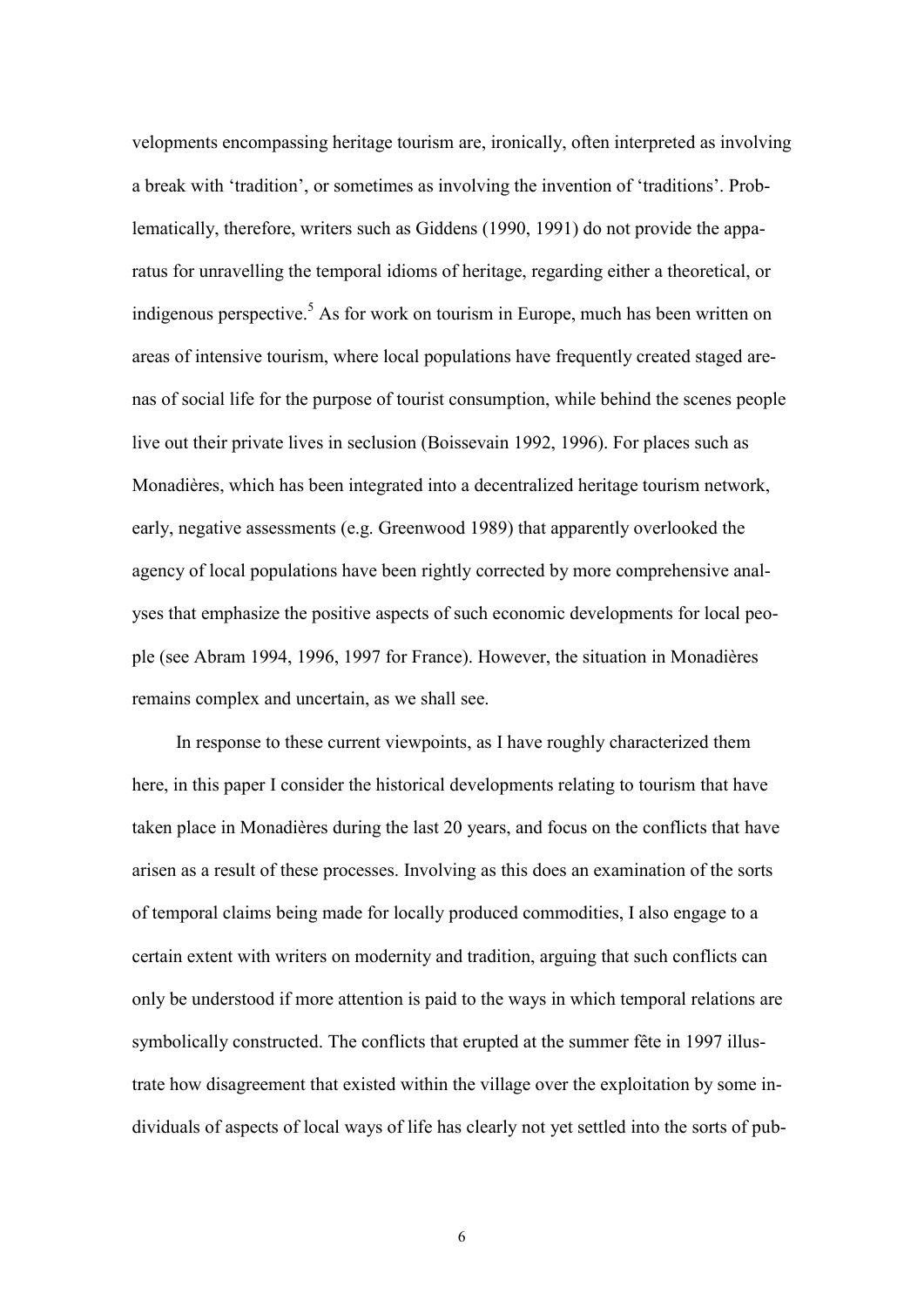velopments encompassing heritage tourism are, ironically, often interpreted as involving a break with 'tradition', or sometimes as involving the invention of 'traditions'. Problematically, therefore, writers such as Giddens (1990, 1991) do not provide the apparatus for unravelling the temporal idioms of heritage, regarding either a theoretical, or indigenous perspective.[5] As for work on tourism in Europe, much has been written on areas of intensive tourism, where local populations have frequently created staged arenas of social life for the purpose of tourist consumption, while behind the scenes people live out their private lives in seclusion (Boissevain 1992, 1996). For places such as Monadières, which has been integrated into a decentralized heritage tourism network, early, negative assessments (e.g. Greenwood 1989) that apparently overlooked the agency of local populations have been rightly corrected by more comprehensive analyses that emphasize the positive aspects of such economic developments for local people (see Abram 1994, 1996, 1997 for France). However, the situation in Monadières remains complex and uncertain, as we shall see.

In response to these current viewpoints, as I have roughly characterized them here, in this paper I consider the historical developments relating to tourism that have taken place in Monadières during the last 20 years, and focus on the conflicts that have arisen as a result of these processes. Involving as this does an examination of the sorts of temporal claims being made for locally produced commodities, I also engage to a certain extent with writers on modernity and tradition, arguing that such conflicts can only be understood if more attention is paid to the ways in which temporal relations are symbolically constructed. The conflicts that erupted at the summer fête in 1997 illustrate how disagreement that existed within the village over the exploitation by some individuals of aspects of local ways of life has clearly not yet settled into the sorts of pub-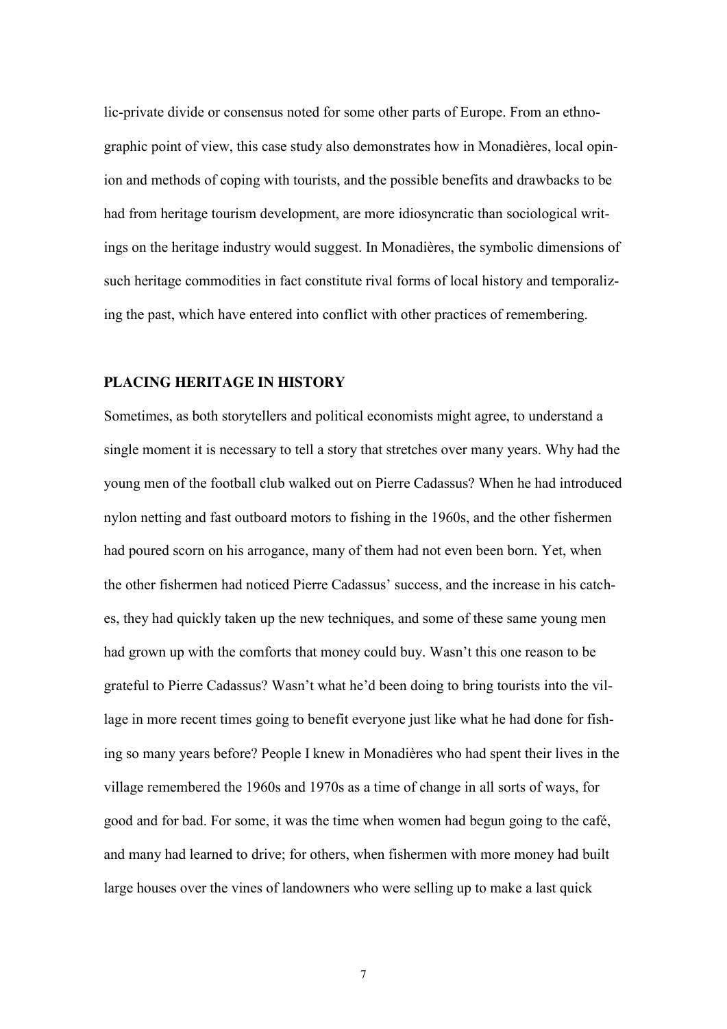lic-private divide or consensus noted for some other parts of Europe. From an ethnographic point of view, this case study also demonstrates how in Monadières, local opinion and methods of coping with tourists, and the possible benefits and drawbacks to be had from heritage tourism development, are more idiosyncratic than sociological writings on the heritage industry would suggest. In Monadières, the symbolic dimensions of such heritage commodities in fact constitute rival forms of local history and temporalizing the past, which have entered into conflict with other practices of remembering.

## PLACING HERITAGE IN HISTORY

Sometimes, as both storytellers and political economists might agree, to understand a single moment it is necessary to tell a story that stretches over many years. Why had the young men of the football club walked out on Pierre Cadassus? When he had introduced nylon netting and fast outboard motors to fishing in the 1960s, and the other fishermen had poured scorn on his arrogance, many of them had not even been born. Yet, when the other fishermen had noticed Pierre Cadassus' success, and the increase in his catches, they had quickly taken up the new techniques, and some of these same young men had grown up with the comforts that money could buy. Wasn't this one reason to be grateful to Pierre Cadassus? Wasn't what he'd been doing to bring tourists into the village in more recent times going to benefit everyone just like what he had done for fishing so many years before? People I knew in Monadières who had spent their lives in the village remembered the 1960s and 1970s as a time of change in all sorts of ways, for good and for bad. For some, it was the time when women had begun going to the café, and many had learned to drive; for others, when fishermen with more money had built large houses over the vines of landowners who were selling up to make a last quick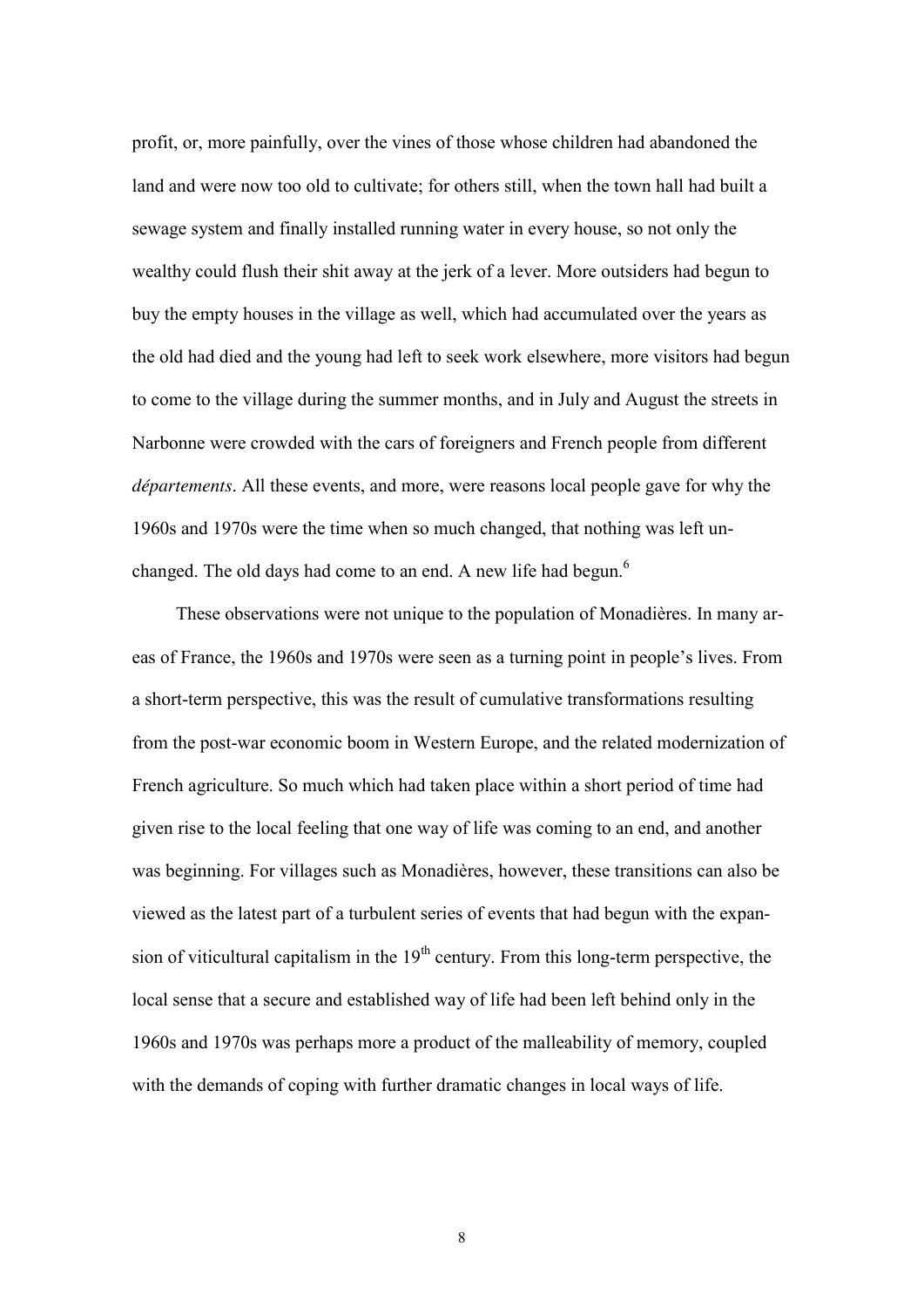profit, or, more painfully, over the vines of those whose children had abandoned the land and were now too old to cultivate; for others still, when the town hall had built a sewage system and finally installed running water in every house, so not only the wealthy could flush their shit away at the jerk of a lever. More outsiders had begun to buy the empty houses in the village as well, which had accumulated over the years as the old had died and the young had left to seek work elsewhere, more visitors had begun to come to the village during the summer months, and in July and August the streets in Narbonne were crowded with the cars of foreigners and French people from different *départements*. All these events, and more, were reasons local people gave for why the 1960s and 1970s were the time when so much changed, that nothing was left unchanged. The old days had come to an end. A new life had begun.[6]

These observations were not unique to the population of Monadières. In many areas of France, the 1960s and 1970s were seen as a turning point in people's lives. From a short-term perspective, this was the result of cumulative transformations resulting from the post-war economic boom in Western Europe, and the related modernization of French agriculture. So much which had taken place within a short period of time had given rise to the local feeling that one way of life was coming to an end, and another was beginning. For villages such as Monadières, however, these transitions can also be viewed as the latest part of a turbulent series of events that had begun with the expansion of viticultural capitalism in the 19th century. From this long-term perspective, the local sense that a secure and established way of life had been left behind only in the 1960s and 1970s was perhaps more a product of the malleability of memory, coupled with the demands of coping with further dramatic changes in local ways of life.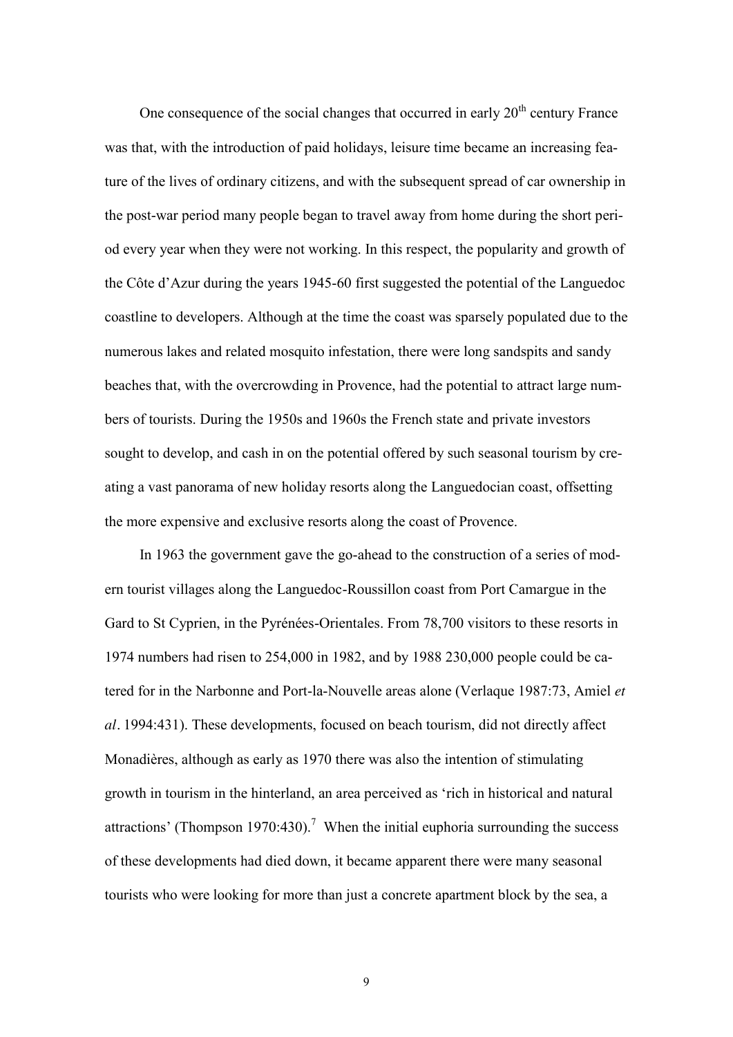One consequence of the social changes that occurred in early 20th century France was that, with the introduction of paid holidays, leisure time became an increasing feature of the lives of ordinary citizens, and with the subsequent spread of car ownership in the post-war period many people began to travel away from home during the short period every year when they were not working. In this respect, the popularity and growth of the Côte d'Azur during the years 1945-60 first suggested the potential of the Languedoc coastline to developers. Although at the time the coast was sparsely populated due to the numerous lakes and related mosquito infestation, there were long sandspits and sandy beaches that, with the overcrowding in Provence, had the potential to attract large numbers of tourists. During the 1950s and 1960s the French state and private investors sought to develop, and cash in on the potential offered by such seasonal tourism by creating a vast panorama of new holiday resorts along the Languedocian coast, offsetting the more expensive and exclusive resorts along the coast of Provence.

In 1963 the government gave the go-ahead to the construction of a series of modern tourist villages along the Languedoc-Roussillon coast from Port Camargue in the Gard to St Cyprien, in the Pyrénées-Orientales. From 78,700 visitors to these resorts in 1974 numbers had risen to 254,000 in 1982, and by 1988 230,000 people could be catered for in the Narbonne and Port-la-Nouvelle areas alone (Verlaque 1987:73, Amiel *et al*. 1994:431). These developments, focused on beach tourism, did not directly affect Monadières, although as early as 1970 there was also the intention of stimulating growth in tourism in the hinterland, an area perceived as 'rich in historical and natural attractions' (Thompson 1970:430).[7] When the initial euphoria surrounding the success of these developments had died down, it became apparent there were many seasonal tourists who were looking for more than just a concrete apartment block by the sea, a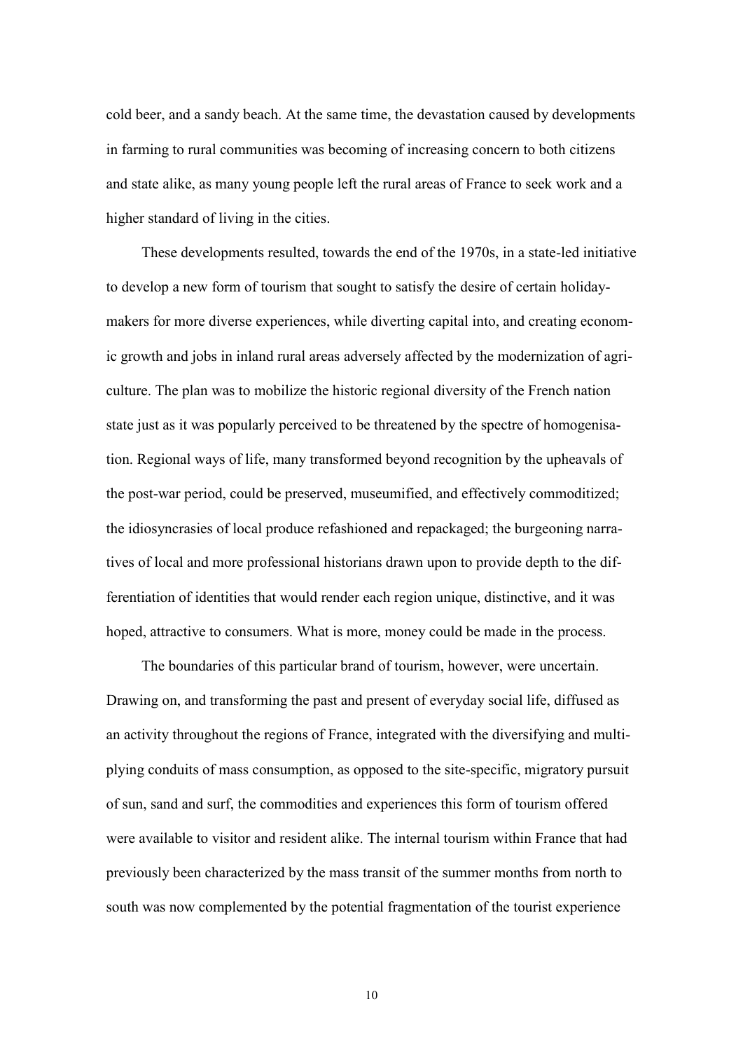cold beer, and a sandy beach. At the same time, the devastation caused by developments in farming to rural communities was becoming of increasing concern to both citizens and state alike, as many young people left the rural areas of France to seek work and a higher standard of living in the cities.

These developments resulted, towards the end of the 1970s, in a state-led initiative to develop a new form of tourism that sought to satisfy the desire of certain holiday-makers for more diverse experiences, while diverting capital into, and creating economic growth and jobs in inland rural areas adversely affected by the modernization of agriculture. The plan was to mobilize the historic regional diversity of the French nation state just as it was popularly perceived to be threatened by the spectre of homogenisation. Regional ways of life, many transformed beyond recognition by the upheavals of the post-war period, could be preserved, museumified, and effectively commoditized; the idiosyncrasies of local produce refashioned and repackaged; the burgeoning narratives of local and more professional historians drawn upon to provide depth to the differentiation of identities that would render each region unique, distinctive, and it was hoped, attractive to consumers. What is more, money could be made in the process.

The boundaries of this particular brand of tourism, however, were uncertain. Drawing on, and transforming the past and present of everyday social life, diffused as an activity throughout the regions of France, integrated with the diversifying and multiplying conduits of mass consumption, as opposed to the site-specific, migratory pursuit of sun, sand and surf, the commodities and experiences this form of tourism offered were available to visitor and resident alike. The internal tourism within France that had previously been characterized by the mass transit of the summer months from north to south was now complemented by the potential fragmentation of the tourist experience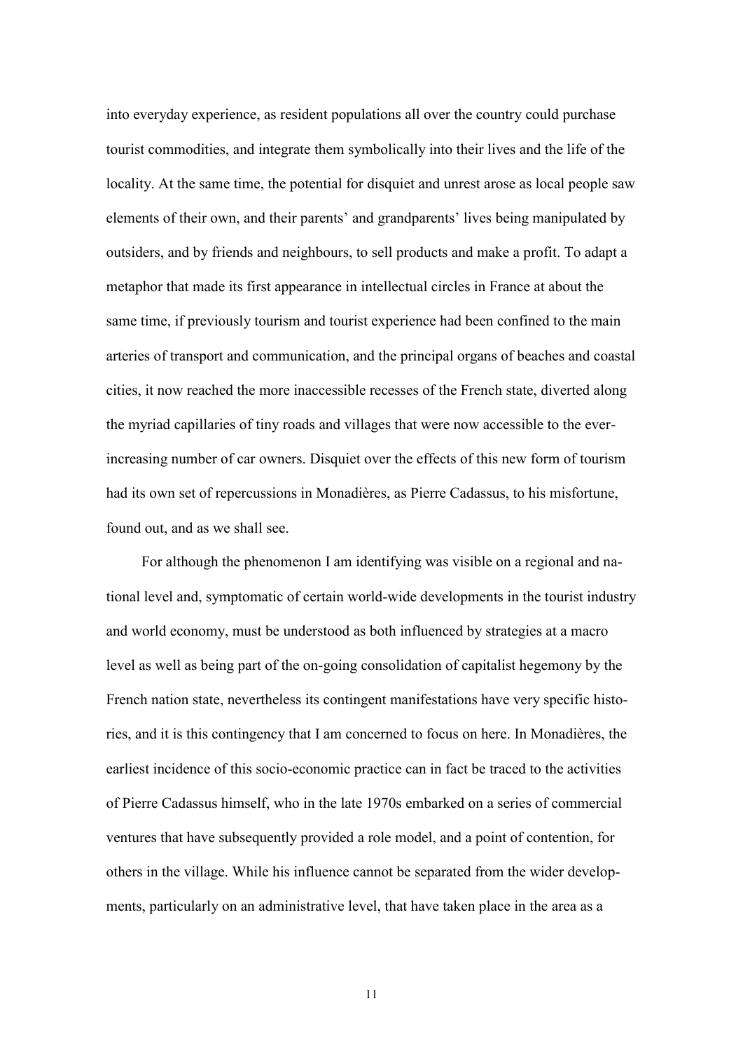into everyday experience, as resident populations all over the country could purchase tourist commodities, and integrate them symbolically into their lives and the life of the locality. At the same time, the potential for disquiet and unrest arose as local people saw elements of their own, and their parents' and grandparents' lives being manipulated by outsiders, and by friends and neighbours, to sell products and make a profit. To adapt a metaphor that made its first appearance in intellectual circles in France at about the same time, if previously tourism and tourist experience had been confined to the main arteries of transport and communication, and the principal organs of beaches and coastal cities, it now reached the more inaccessible recesses of the French state, diverted along the myriad capillaries of tiny roads and villages that were now accessible to the ever-increasing number of car owners. Disquiet over the effects of this new form of tourism had its own set of repercussions in Monadières, as Pierre Cadassus, to his misfortune, found out, and as we shall see.

For although the phenomenon I am identifying was visible on a regional and national level and, symptomatic of certain world-wide developments in the tourist industry and world economy, must be understood as both influenced by strategies at a macro level as well as being part of the on-going consolidation of capitalist hegemony by the French nation state, nevertheless its contingent manifestations have very specific histories, and it is this contingency that I am concerned to focus on here. In Monadières, the earliest incidence of this socio-economic practice can in fact be traced to the activities of Pierre Cadassus himself, who in the late 1970s embarked on a series of commercial ventures that have subsequently provided a role model, and a point of contention, for others in the village. While his influence cannot be separated from the wider developments, particularly on an administrative level, that have taken place in the area as a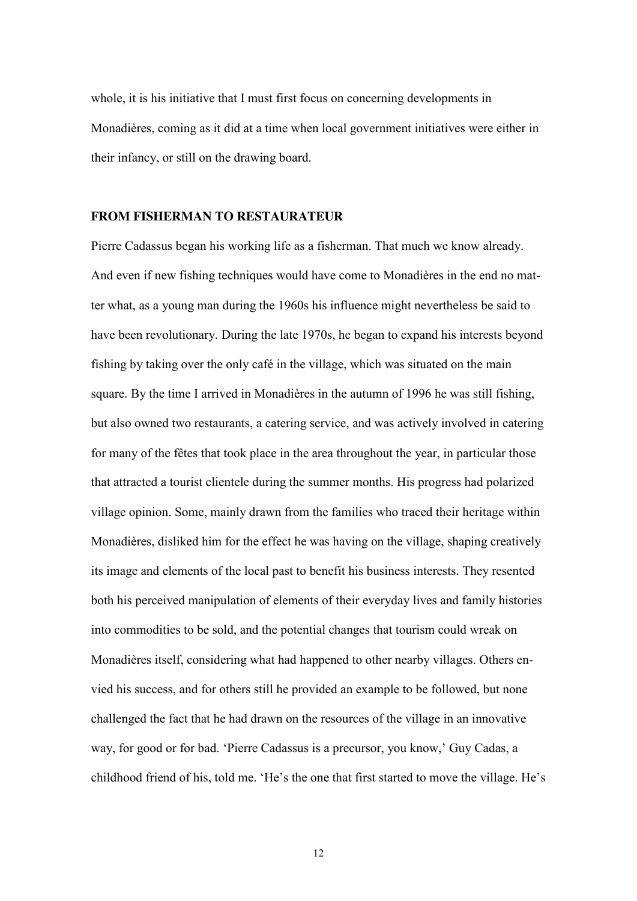whole, it is his initiative that I must first focus on concerning developments in Monadières, coming as it did at a time when local government initiatives were either in their infancy, or still on the drawing board.

## FROM FISHERMAN TO RESTAURATEUR

Pierre Cadassus began his working life as a fisherman. That much we know already. And even if new fishing techniques would have come to Monadières in the end no matter what, as a young man during the 1960s his influence might nevertheless be said to have been revolutionary. During the late 1970s, he began to expand his interests beyond fishing by taking over the only café in the village, which was situated on the main square. By the time I arrived in Monadières in the autumn of 1996 he was still fishing, but also owned two restaurants, a catering service, and was actively involved in catering for many of the fêtes that took place in the area throughout the year, in particular those that attracted a tourist clientele during the summer months. His progress had polarized village opinion. Some, mainly drawn from the families who traced their heritage within Monadières, disliked him for the effect he was having on the village, shaping creatively its image and elements of the local past to benefit his business interests. They resented both his perceived manipulation of elements of their everyday lives and family histories into commodities to be sold, and the potential changes that tourism could wreak on Monadières itself, considering what had happened to other nearby villages. Others envied his success, and for others still he provided an example to be followed, but none challenged the fact that he had drawn on the resources of the village in an innovative way, for good or for bad. 'Pierre Cadassus is a precursor, you know,' Guy Cadas, a childhood friend of his, told me. 'He's the one that first started to move the village. He's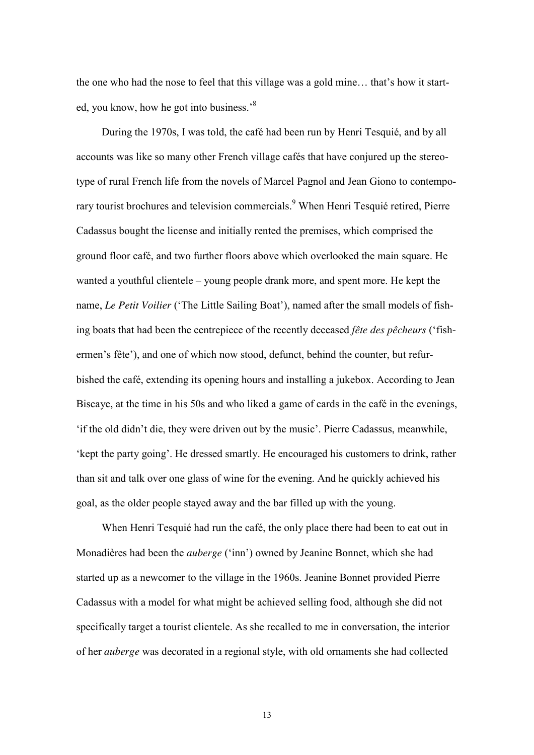the one who had the nose to feel that this village was a gold mine… that's how it started, you know, how he got into business.'[8]

During the 1970s, I was told, the café had been run by Henri Tesquié, and by all accounts was like so many other French village cafés that have conjured up the stereotype of rural French life from the novels of Marcel Pagnol and Jean Giono to contemporary tourist brochures and television commercials.[9] When Henri Tesquié retired, Pierre Cadassus bought the license and initially rented the premises, which comprised the ground floor café, and two further floors above which overlooked the main square. He wanted a youthful clientele – young people drank more, and spent more. He kept the name, *Le Petit Voilier* ('The Little Sailing Boat'), named after the small models of fishing boats that had been the centrepiece of the recently deceased *fête des pêcheurs* ('fishermen's fête'), and one of which now stood, defunct, behind the counter, but refurbished the café, extending its opening hours and installing a jukebox. According to Jean Biscaye, at the time in his 50s and who liked a game of cards in the café in the evenings, 'if the old didn't die, they were driven out by the music'. Pierre Cadassus, meanwhile, 'kept the party going'. He dressed smartly. He encouraged his customers to drink, rather than sit and talk over one glass of wine for the evening. And he quickly achieved his goal, as the older people stayed away and the bar filled up with the young.

When Henri Tesquié had run the café, the only place there had been to eat out in Monadières had been the *auberge* ('inn') owned by Jeanine Bonnet, which she had started up as a newcomer to the village in the 1960s. Jeanine Bonnet provided Pierre Cadassus with a model for what might be achieved selling food, although she did not specifically target a tourist clientele. As she recalled to me in conversation, the interior of her *auberge* was decorated in a regional style, with old ornaments she had collected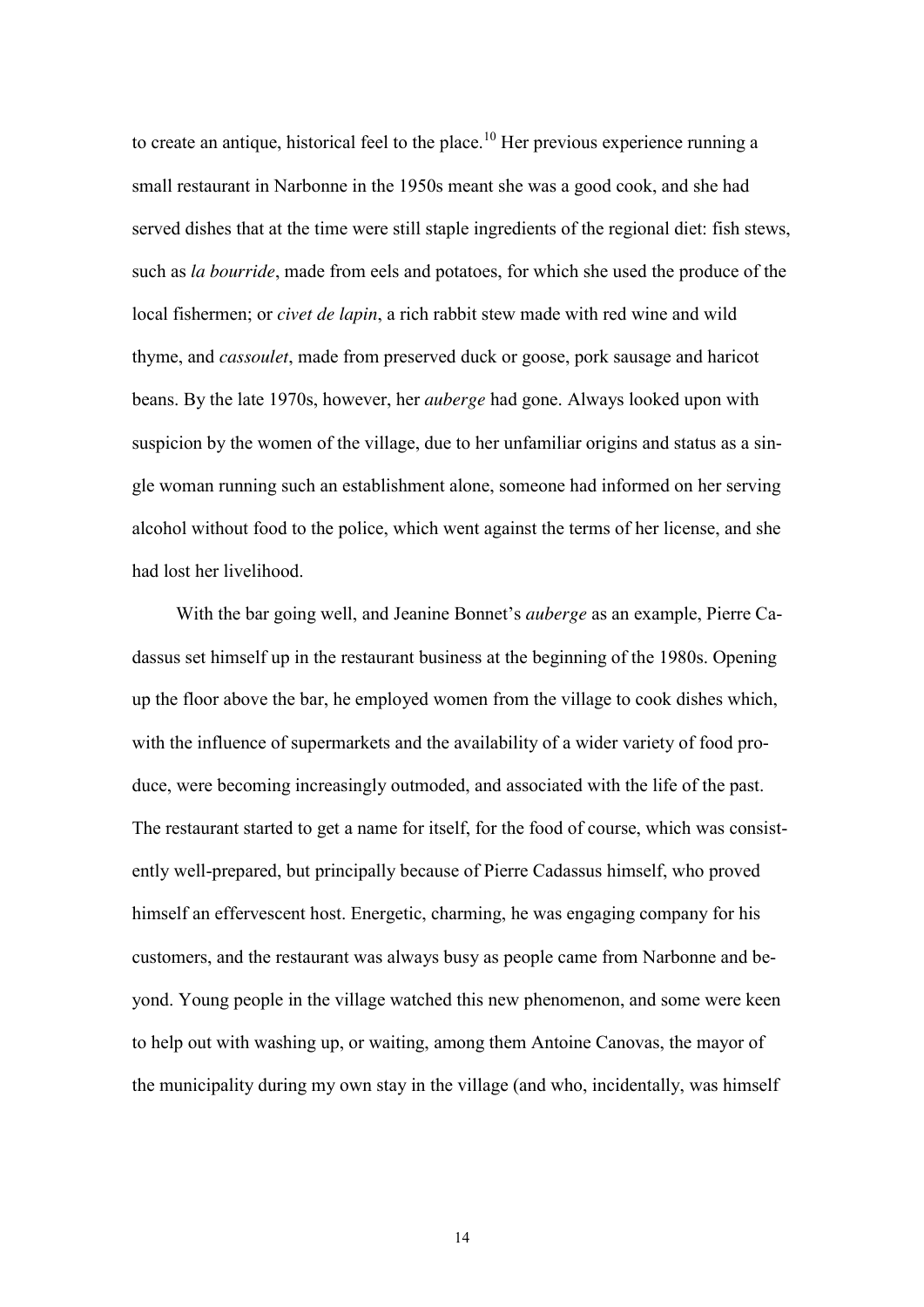to create an antique, historical feel to the place.[10] Her previous experience running a small restaurant in Narbonne in the 1950s meant she was a good cook, and she had served dishes that at the time were still staple ingredients of the regional diet: fish stews, such as *la bourride*, made from eels and potatoes, for which she used the produce of the local fishermen; or *civet de lapin*, a rich rabbit stew made with red wine and wild thyme, and *cassoulet*, made from preserved duck or goose, pork sausage and haricot beans. By the late 1970s, however, her *auberge* had gone. Always looked upon with suspicion by the women of the village, due to her unfamiliar origins and status as a single woman running such an establishment alone, someone had informed on her serving alcohol without food to the police, which went against the terms of her license, and she had lost her livelihood.

With the bar going well, and Jeanine Bonnet's *auberge* as an example, Pierre Cadassus set himself up in the restaurant business at the beginning of the 1980s. Opening up the floor above the bar, he employed women from the village to cook dishes which, with the influence of supermarkets and the availability of a wider variety of food produce, were becoming increasingly outmoded, and associated with the life of the past. The restaurant started to get a name for itself, for the food of course, which was consistently well-prepared, but principally because of Pierre Cadassus himself, who proved himself an effervescent host. Energetic, charming, he was engaging company for his customers, and the restaurant was always busy as people came from Narbonne and beyond. Young people in the village watched this new phenomenon, and some were keen to help out with washing up, or waiting, among them Antoine Canovas, the mayor of the municipality during my own stay in the village (and who, incidentally, was himself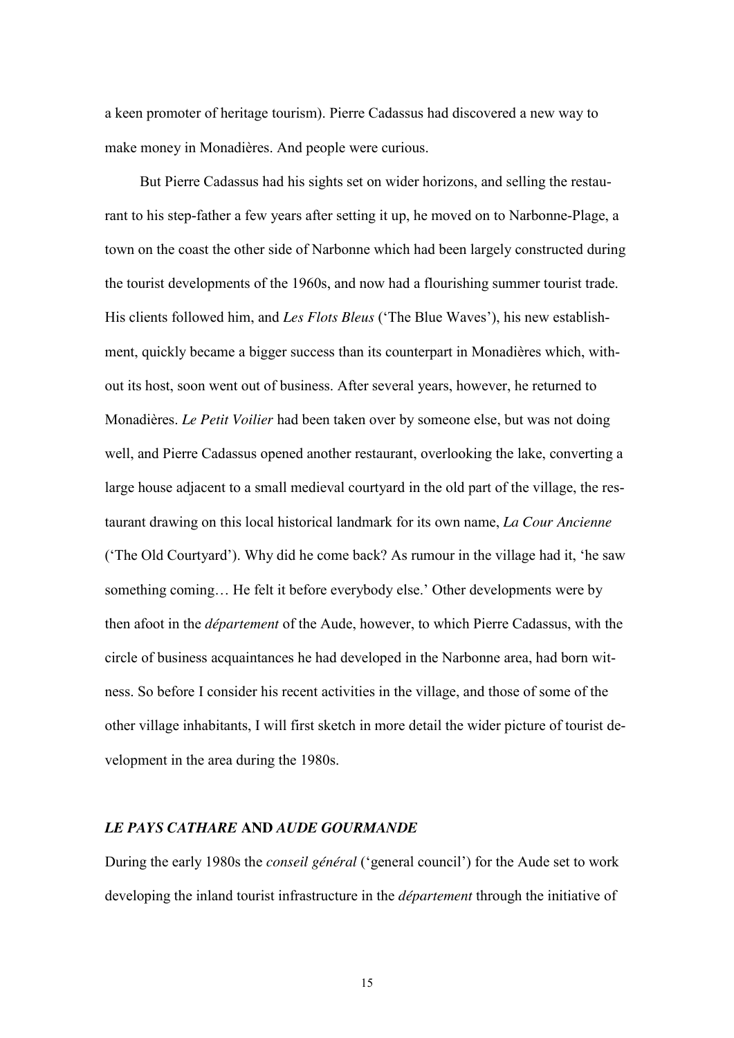a keen promoter of heritage tourism). Pierre Cadassus had discovered a new way to make money in Monadières. And people were curious.

But Pierre Cadassus had his sights set on wider horizons, and selling the restaurant to his step-father a few years after setting it up, he moved on to Narbonne-Plage, a town on the coast the other side of Narbonne which had been largely constructed during the tourist developments of the 1960s, and now had a flourishing summer tourist trade. His clients followed him, and *Les Flots Bleus* ('The Blue Waves'), his new establishment, quickly became a bigger success than its counterpart in Monadières which, without its host, soon went out of business. After several years, however, he returned to Monadières. *Le Petit Voilier* had been taken over by someone else, but was not doing well, and Pierre Cadassus opened another restaurant, overlooking the lake, converting a large house adjacent to a small medieval courtyard in the old part of the village, the restaurant drawing on this local historical landmark for its own name, *La Cour Ancienne* ('The Old Courtyard'). Why did he come back? As rumour in the village had it, 'he saw something coming… He felt it before everybody else.' Other developments were by then afoot in the *département* of the Aude, however, to which Pierre Cadassus, with the circle of business acquaintances he had developed in the Narbonne area, had born witness. So before I consider his recent activities in the village, and those of some of the other village inhabitants, I will first sketch in more detail the wider picture of tourist development in the area during the 1980s.

## *LE PAYS CATHARE* AND *AUDE GOURMANDE*

During the early 1980s the *conseil général* ('general council') for the Aude set to work developing the inland tourist infrastructure in the *département* through the initiative of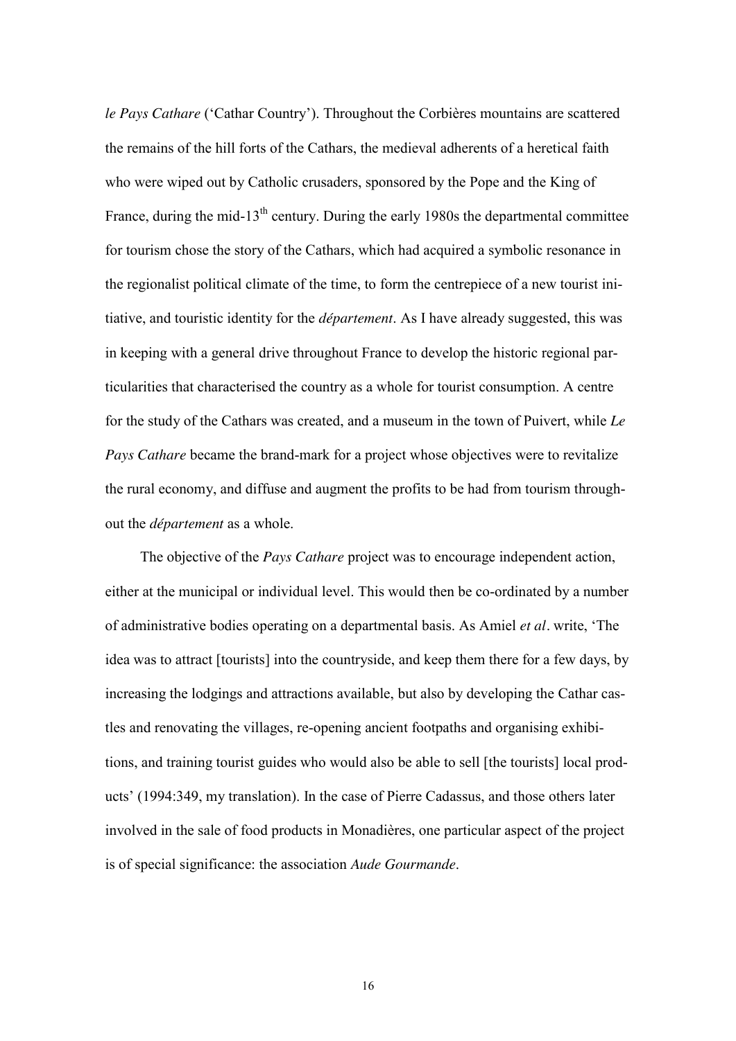*le Pays Cathare* ('Cathar Country'). Throughout the Corbières mountains are scattered the remains of the hill forts of the Cathars, the medieval adherents of a heretical faith who were wiped out by Catholic crusaders, sponsored by the Pope and the King of France, during the mid-13th century. During the early 1980s the departmental committee for tourism chose the story of the Cathars, which had acquired a symbolic resonance in the regionalist political climate of the time, to form the centrepiece of a new tourist initiative, and touristic identity for the *département*. As I have already suggested, this was in keeping with a general drive throughout France to develop the historic regional particularities that characterised the country as a whole for tourist consumption. A centre for the study of the Cathars was created, and a museum in the town of Puivert, while *Le Pays Cathare* became the brand-mark for a project whose objectives were to revitalize the rural economy, and diffuse and augment the profits to be had from tourism throughout the *département* as a whole.

The objective of the *Pays Cathare* project was to encourage independent action, either at the municipal or individual level. This would then be co-ordinated by a number of administrative bodies operating on a departmental basis. As Amiel *et al*. write, 'The idea was to attract [tourists] into the countryside, and keep them there for a few days, by increasing the lodgings and attractions available, but also by developing the Cathar castles and renovating the villages, re-opening ancient footpaths and organising exhibitions, and training tourist guides who would also be able to sell [the tourists] local products' (1994:349, my translation). In the case of Pierre Cadassus, and those others later involved in the sale of food products in Monadières, one particular aspect of the project is of special significance: the association *Aude Gourmande*.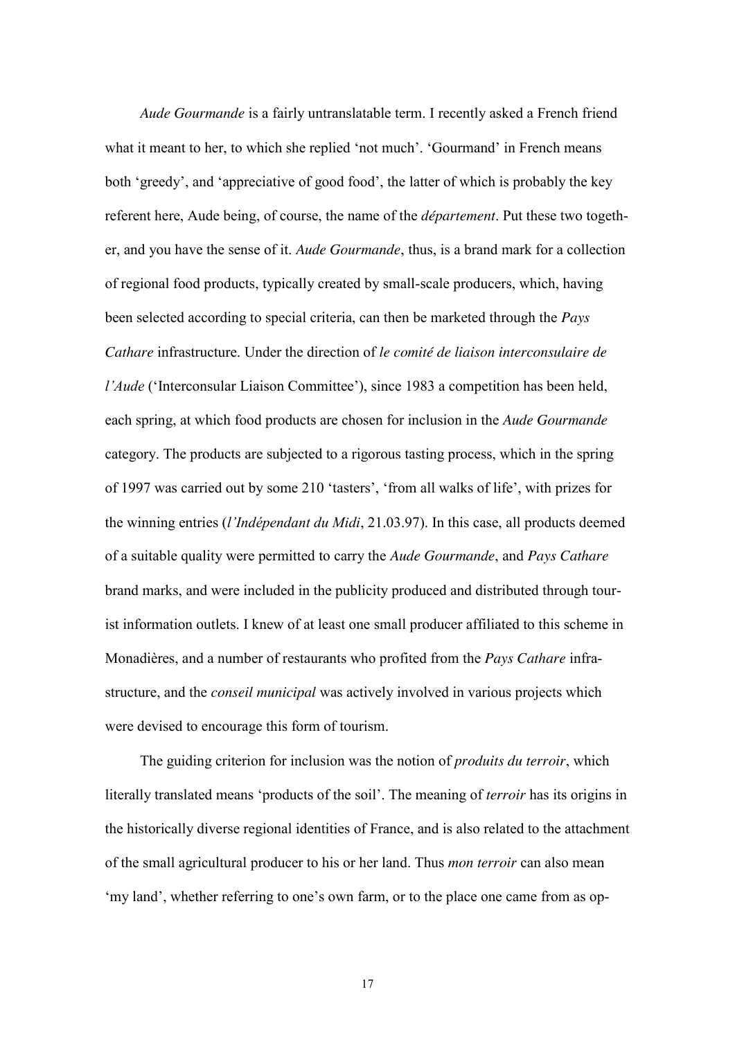*Aude Gourmande* is a fairly untranslatable term. I recently asked a French friend what it meant to her, to which she replied 'not much'. 'Gourmand' in French means both 'greedy', and 'appreciative of good food', the latter of which is probably the key referent here, Aude being, of course, the name of the *département*. Put these two together, and you have the sense of it. *Aude Gourmande*, thus, is a brand mark for a collection of regional food products, typically created by small-scale producers, which, having been selected according to special criteria, can then be marketed through the *Pays Cathare* infrastructure. Under the direction of *le comité de liaison interconsulaire de l'Aude* ('Interconsular Liaison Committee'), since 1983 a competition has been held, each spring, at which food products are chosen for inclusion in the *Aude Gourmande* category. The products are subjected to a rigorous tasting process, which in the spring of 1997 was carried out by some 210 'tasters', 'from all walks of life', with prizes for the winning entries (*l'Indépendant du Midi*, 21.03.97). In this case, all products deemed of a suitable quality were permitted to carry the *Aude Gourmande*, and *Pays Cathare* brand marks, and were included in the publicity produced and distributed through tourist information outlets. I knew of at least one small producer affiliated to this scheme in Monadières, and a number of restaurants who profited from the *Pays Cathare* infrastructure, and the *conseil municipal* was actively involved in various projects which were devised to encourage this form of tourism.

The guiding criterion for inclusion was the notion of *produits du terroir*, which literally translated means 'products of the soil'. The meaning of *terroir* has its origins in the historically diverse regional identities of France, and is also related to the attachment of the small agricultural producer to his or her land. Thus *mon terroir* can also mean 'my land', whether referring to one's own farm, or to the place one came from as op-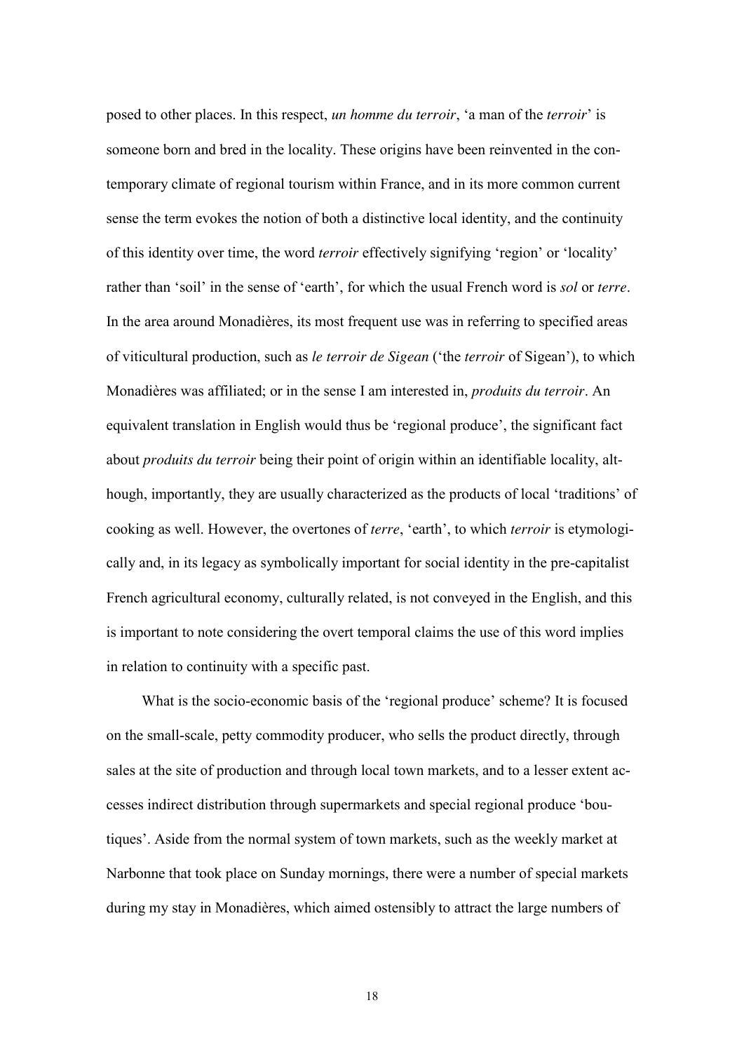posed to other places. In this respect, *un homme du terroir*, 'a man of the *terroir*' is someone born and bred in the locality. These origins have been reinvented in the contemporary climate of regional tourism within France, and in its more common current sense the term evokes the notion of both a distinctive local identity, and the continuity of this identity over time, the word *terroir* effectively signifying 'region' or 'locality' rather than 'soil' in the sense of 'earth', for which the usual French word is *sol* or *terre*. In the area around Monadières, its most frequent use was in referring to specified areas of viticultural production, such as *le terroir de Sigean* ('the *terroir* of Sigean'), to which Monadières was affiliated; or in the sense I am interested in, *produits du terroir*. An equivalent translation in English would thus be 'regional produce', the significant fact about *produits du terroir* being their point of origin within an identifiable locality, although, importantly, they are usually characterized as the products of local 'traditions' of cooking as well. However, the overtones of *terre*, 'earth', to which *terroir* is etymologically and, in its legacy as symbolically important for social identity in the pre-capitalist French agricultural economy, culturally related, is not conveyed in the English, and this is important to note considering the overt temporal claims the use of this word implies in relation to continuity with a specific past.

What is the socio-economic basis of the 'regional produce' scheme? It is focused on the small-scale, petty commodity producer, who sells the product directly, through sales at the site of production and through local town markets, and to a lesser extent accesses indirect distribution through supermarkets and special regional produce 'boutiques'. Aside from the normal system of town markets, such as the weekly market at Narbonne that took place on Sunday mornings, there were a number of special markets during my stay in Monadières, which aimed ostensibly to attract the large numbers of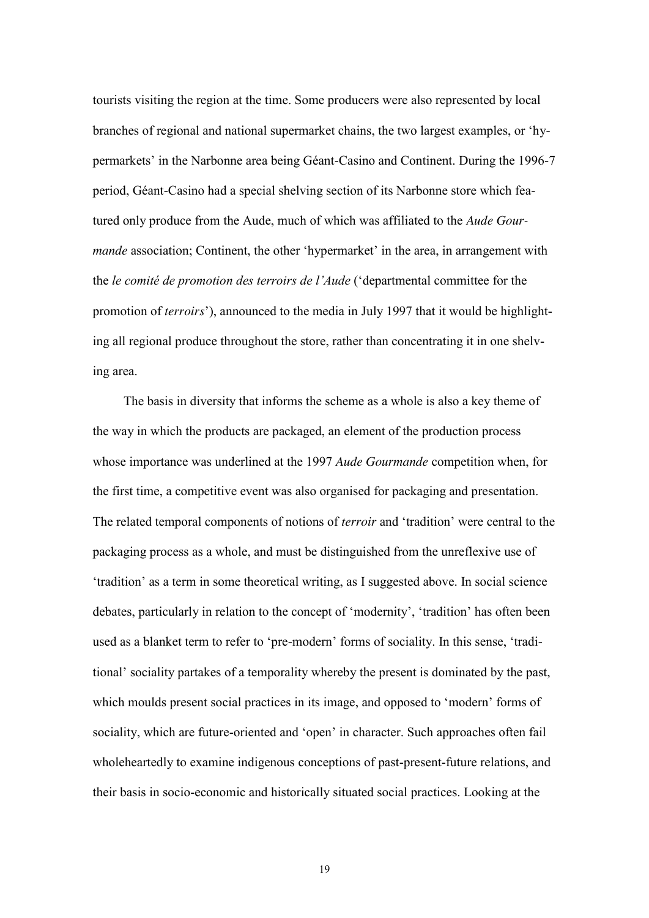tourists visiting the region at the time. Some producers were also represented by local branches of regional and national supermarket chains, the two largest examples, or 'hypermarkets' in the Narbonne area being Géant-Casino and Continent. During the 1996-7 period, Géant-Casino had a special shelving section of its Narbonne store which featured only produce from the Aude, much of which was affiliated to the *Aude Gourmande* association; Continent, the other 'hypermarket' in the area, in arrangement with the *le comité de promotion des terroirs de l'Aude* ('departmental committee for the promotion of *terroirs*'), announced to the media in July 1997 that it would be highlighting all regional produce throughout the store, rather than concentrating it in one shelving area.

The basis in diversity that informs the scheme as a whole is also a key theme of the way in which the products are packaged, an element of the production process whose importance was underlined at the 1997 *Aude Gourmande* competition when, for the first time, a competitive event was also organised for packaging and presentation. The related temporal components of notions of *terroir* and 'tradition' were central to the packaging process as a whole, and must be distinguished from the unreflexive use of 'tradition' as a term in some theoretical writing, as I suggested above. In social science debates, particularly in relation to the concept of 'modernity', 'tradition' has often been used as a blanket term to refer to 'pre-modern' forms of sociality. In this sense, 'traditional' sociality partakes of a temporality whereby the present is dominated by the past, which moulds present social practices in its image, and opposed to 'modern' forms of sociality, which are future-oriented and 'open' in character. Such approaches often fail wholeheartedly to examine indigenous conceptions of past-present-future relations, and their basis in socio-economic and historically situated social practices. Looking at the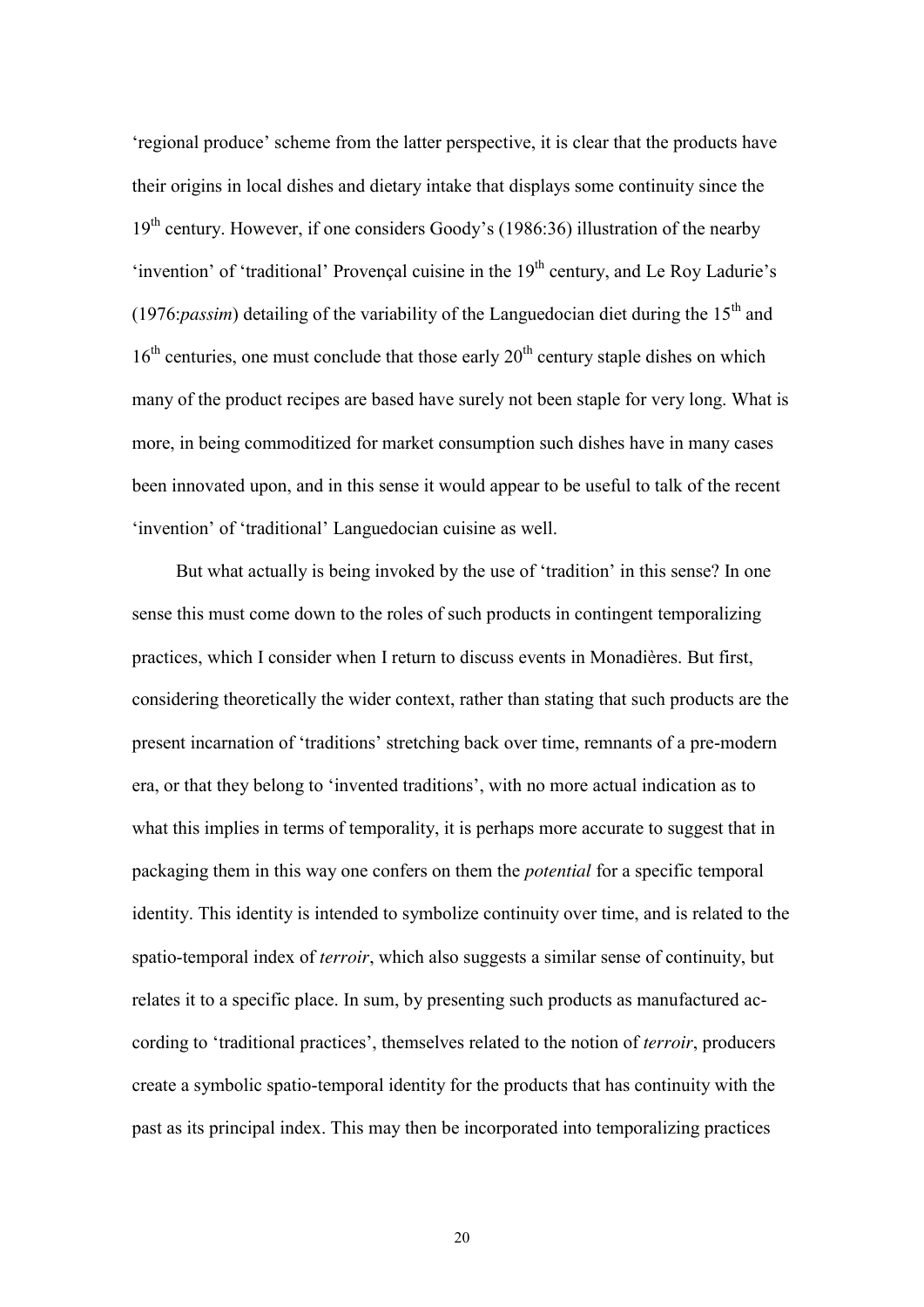'regional produce' scheme from the latter perspective, it is clear that the products have their origins in local dishes and dietary intake that displays some continuity since the 19th century. However, if one considers Goody's (1986:36) illustration of the nearby 'invention' of 'traditional' Provençal cuisine in the 19th century, and Le Roy Ladurie's (1976:*passim*) detailing of the variability of the Languedocian diet during the 15th and 16th centuries, one must conclude that those early 20th century staple dishes on which many of the product recipes are based have surely not been staple for very long. What is more, in being commoditized for market consumption such dishes have in many cases been innovated upon, and in this sense it would appear to be useful to talk of the recent 'invention' of 'traditional' Languedocian cuisine as well.

But what actually is being invoked by the use of 'tradition' in this sense? In one sense this must come down to the roles of such products in contingent temporalizing practices, which I consider when I return to discuss events in Monadières. But first, considering theoretically the wider context, rather than stating that such products are the present incarnation of 'traditions' stretching back over time, remnants of a pre-modern era, or that they belong to 'invented traditions', with no more actual indication as to what this implies in terms of temporality, it is perhaps more accurate to suggest that in packaging them in this way one confers on them the *potential* for a specific temporal identity. This identity is intended to symbolize continuity over time, and is related to the spatio-temporal index of *terroir*, which also suggests a similar sense of continuity, but relates it to a specific place. In sum, by presenting such products as manufactured according to 'traditional practices', themselves related to the notion of *terroir*, producers create a symbolic spatio-temporal identity for the products that has continuity with the past as its principal index. This may then be incorporated into temporalizing practices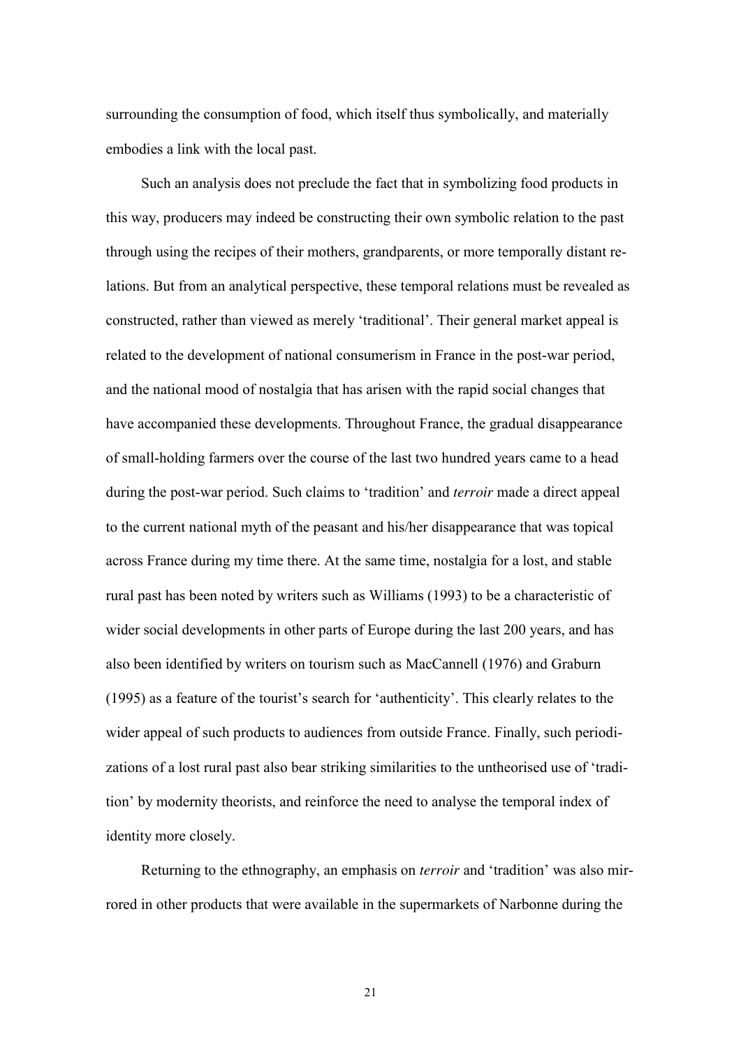surrounding the consumption of food, which itself thus symbolically, and materially embodies a link with the local past.

Such an analysis does not preclude the fact that in symbolizing food products in this way, producers may indeed be constructing their own symbolic relation to the past through using the recipes of their mothers, grandparents, or more temporally distant relations. But from an analytical perspective, these temporal relations must be revealed as constructed, rather than viewed as merely 'traditional'. Their general market appeal is related to the development of national consumerism in France in the post-war period, and the national mood of nostalgia that has arisen with the rapid social changes that have accompanied these developments. Throughout France, the gradual disappearance of small-holding farmers over the course of the last two hundred years came to a head during the post-war period. Such claims to 'tradition' and *terroir* made a direct appeal to the current national myth of the peasant and his/her disappearance that was topical across France during my time there. At the same time, nostalgia for a lost, and stable rural past has been noted by writers such as Williams (1993) to be a characteristic of wider social developments in other parts of Europe during the last 200 years, and has also been identified by writers on tourism such as MacCannell (1976) and Graburn (1995) as a feature of the tourist's search for 'authenticity'. This clearly relates to the wider appeal of such products to audiences from outside France. Finally, such periodizations of a lost rural past also bear striking similarities to the untheorised use of 'tradition' by modernity theorists, and reinforce the need to analyse the temporal index of identity more closely.

Returning to the ethnography, an emphasis on *terroir* and 'tradition' was also mirrored in other products that were available in the supermarkets of Narbonne during the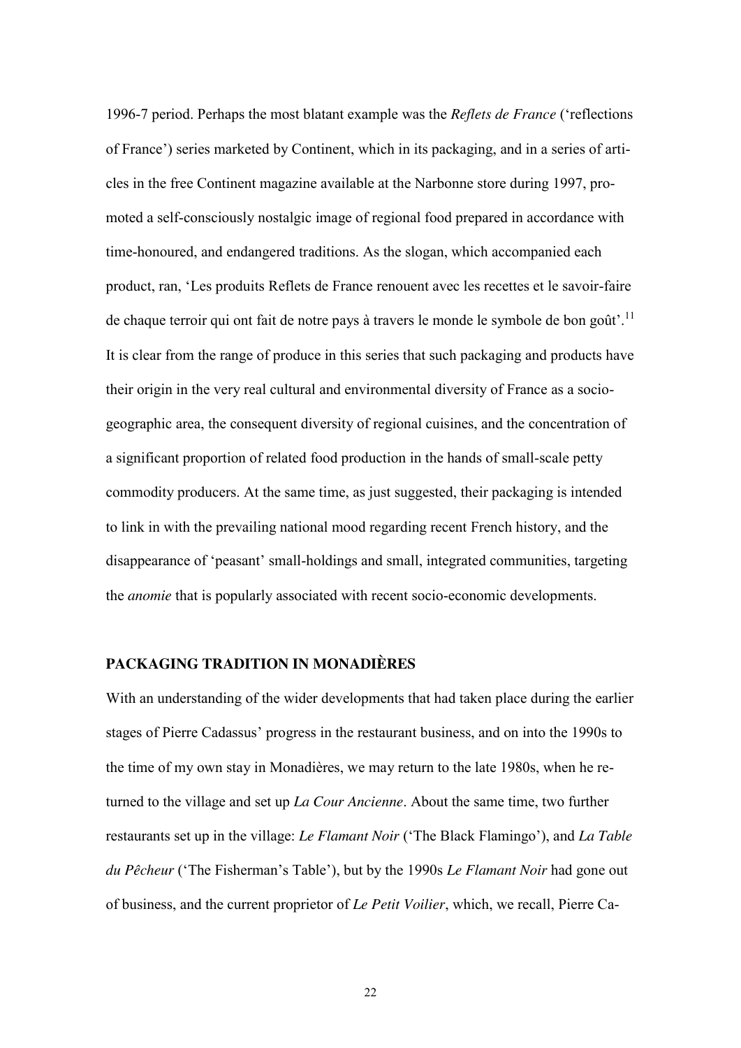1996-7 period. Perhaps the most blatant example was the *Reflets de France* ('reflections of France') series marketed by Continent, which in its packaging, and in a series of articles in the free Continent magazine available at the Narbonne store during 1997, promoted a self-consciously nostalgic image of regional food prepared in accordance with time-honoured, and endangered traditions. As the slogan, which accompanied each product, ran, 'Les produits Reflets de France renouent avec les recettes et le savoir-faire de chaque terroir qui ont fait de notre pays à travers le monde le symbole de bon goût'.[11] It is clear from the range of produce in this series that such packaging and products have their origin in the very real cultural and environmental diversity of France as a socio-geographic area, the consequent diversity of regional cuisines, and the concentration of a significant proportion of related food production in the hands of small-scale petty commodity producers. At the same time, as just suggested, their packaging is intended to link in with the prevailing national mood regarding recent French history, and the disappearance of 'peasant' small-holdings and small, integrated communities, targeting the *anomie* that is popularly associated with recent socio-economic developments.

## PACKAGING TRADITION IN MONADIÈRES

With an understanding of the wider developments that had taken place during the earlier stages of Pierre Cadassus' progress in the restaurant business, and on into the 1990s to the time of my own stay in Monadières, we may return to the late 1980s, when he returned to the village and set up *La Cour Ancienne*. About the same time, two further restaurants set up in the village: *Le Flamant Noir* ('The Black Flamingo'), and *La Table du Pêcheur* ('The Fisherman's Table'), but by the 1990s *Le Flamant Noir* had gone out of business, and the current proprietor of *Le Petit Voilier*, which, we recall, Pierre Ca-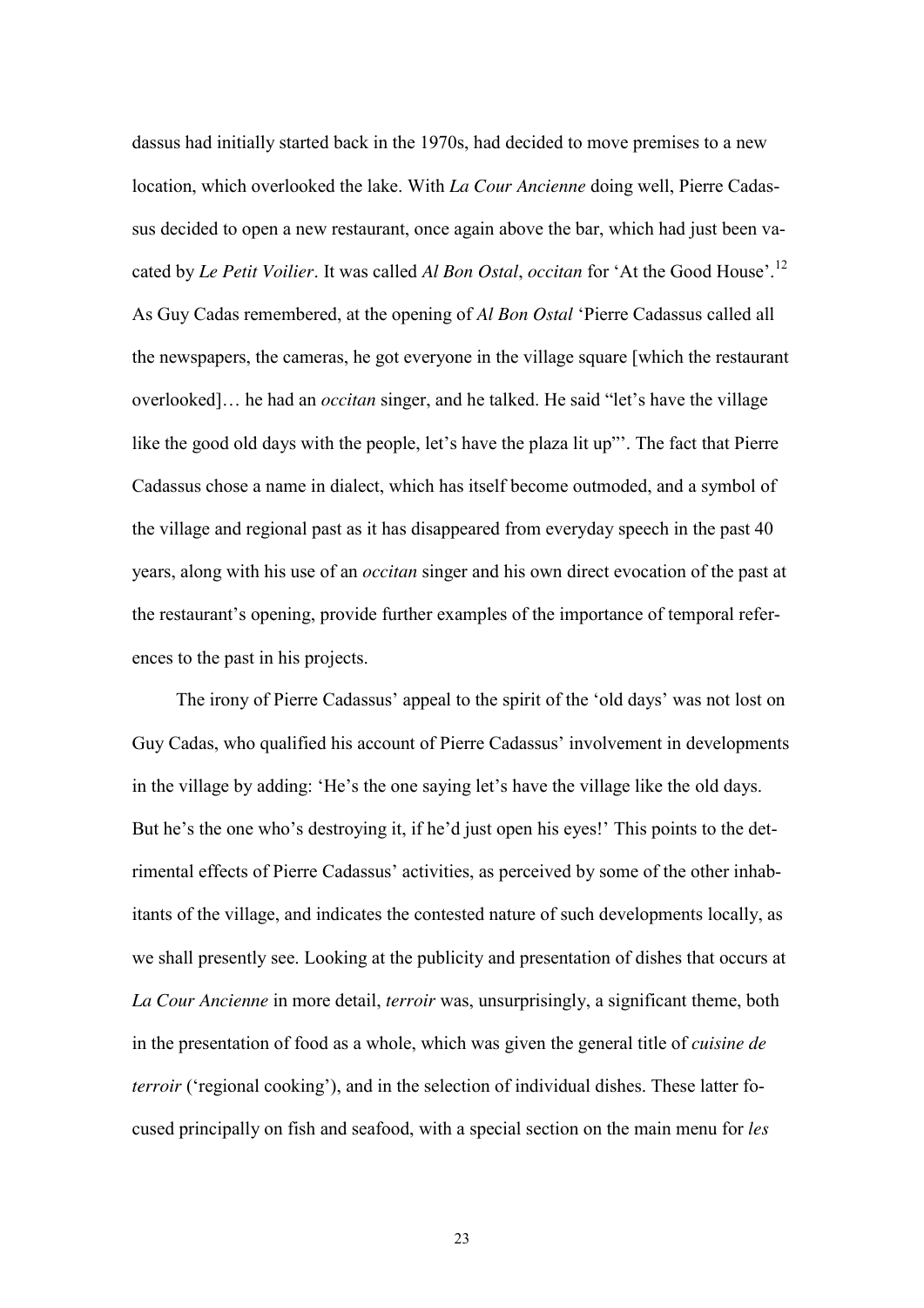dassus had initially started back in the 1970s, had decided to move premises to a new location, which overlooked the lake. With *La Cour Ancienne* doing well, Pierre Cadassus decided to open a new restaurant, once again above the bar, which had just been vacated by *Le Petit Voilier*. It was called *Al Bon Ostal*, *occitan* for 'At the Good House'.[12] As Guy Cadas remembered, at the opening of *Al Bon Ostal* 'Pierre Cadassus called all the newspapers, the cameras, he got everyone in the village square [which the restaurant overlooked]… he had an *occitan* singer, and he talked. He said "let's have the village like the good old days with the people, let's have the plaza lit up"'. The fact that Pierre Cadassus chose a name in dialect, which has itself become outmoded, and a symbol of the village and regional past as it has disappeared from everyday speech in the past 40 years, along with his use of an *occitan* singer and his own direct evocation of the past at the restaurant's opening, provide further examples of the importance of temporal references to the past in his projects.

The irony of Pierre Cadassus' appeal to the spirit of the 'old days' was not lost on Guy Cadas, who qualified his account of Pierre Cadassus' involvement in developments in the village by adding: 'He's the one saying let's have the village like the old days. But he's the one who's destroying it, if he'd just open his eyes!' This points to the detrimental effects of Pierre Cadassus' activities, as perceived by some of the other inhabitants of the village, and indicates the contested nature of such developments locally, as we shall presently see. Looking at the publicity and presentation of dishes that occurs at *La Cour Ancienne* in more detail, *terroir* was, unsurprisingly, a significant theme, both in the presentation of food as a whole, which was given the general title of *cuisine de terroir* ('regional cooking'), and in the selection of individual dishes. These latter focused principally on fish and seafood, with a special section on the main menu for *les*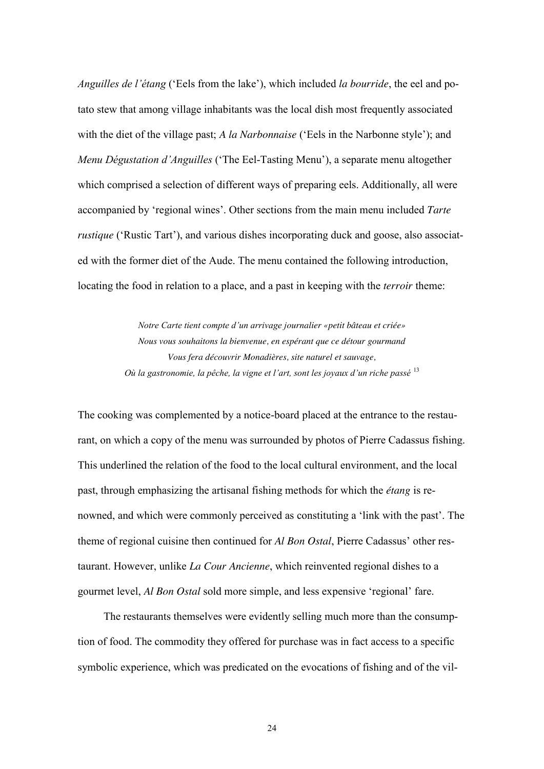*Anguilles de l'étang* ('Eels from the lake'), which included *la bourride*, the eel and potato stew that among village inhabitants was the local dish most frequently associated with the diet of the village past; *A la Narbonnaise* ('Eels in the Narbonne style'); and *Menu Dégustation d'Anguilles* ('The Eel-Tasting Menu'), a separate menu altogether which comprised a selection of different ways of preparing eels. Additionally, all were accompanied by 'regional wines'. Other sections from the main menu included *Tarte rustique* ('Rustic Tart'), and various dishes incorporating duck and goose, also associated with the former diet of the Aude. The menu contained the following introduction, locating the food in relation to a place, and a past in keeping with the *terroir* theme:

> *Notre Carte tient compte d'un arrivage journalier «petit bâteau et criée»*
> *Nous vous souhaitons la bienvenue, en espérant que ce détour gourmand*
> *Vous fera découvrir Monadières, site naturel et sauvage,*
> *Où la gastronomie, la pêche, la vigne et l'art, sont les joyaux d'un riche passé* [13]

The cooking was complemented by a notice-board placed at the entrance to the restaurant, on which a copy of the menu was surrounded by photos of Pierre Cadassus fishing. This underlined the relation of the food to the local cultural environment, and the local past, through emphasizing the artisanal fishing methods for which the *étang* is renowned, and which were commonly perceived as constituting a 'link with the past'. The theme of regional cuisine then continued for *Al Bon Ostal*, Pierre Cadassus' other restaurant. However, unlike *La Cour Ancienne*, which reinvented regional dishes to a gourmet level, *Al Bon Ostal* sold more simple, and less expensive 'regional' fare.

The restaurants themselves were evidently selling much more than the consumption of food. The commodity they offered for purchase was in fact access to a specific symbolic experience, which was predicated on the evocations of fishing and of the vil-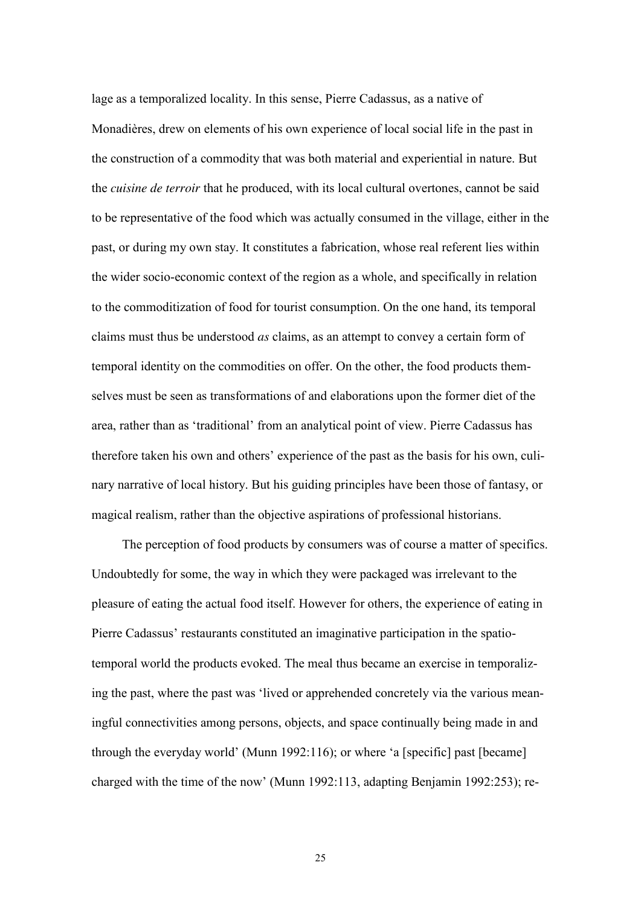lage as a temporalized locality. In this sense, Pierre Cadassus, as a native of Monadières, drew on elements of his own experience of local social life in the past in the construction of a commodity that was both material and experiential in nature. But the *cuisine de terroir* that he produced, with its local cultural overtones, cannot be said to be representative of the food which was actually consumed in the village, either in the past, or during my own stay. It constitutes a fabrication, whose real referent lies within the wider socio-economic context of the region as a whole, and specifically in relation to the commoditization of food for tourist consumption. On the one hand, its temporal claims must thus be understood *as* claims, as an attempt to convey a certain form of temporal identity on the commodities on offer. On the other, the food products themselves must be seen as transformations of and elaborations upon the former diet of the area, rather than as 'traditional' from an analytical point of view. Pierre Cadassus has therefore taken his own and others' experience of the past as the basis for his own, culinary narrative of local history. But his guiding principles have been those of fantasy, or magical realism, rather than the objective aspirations of professional historians.

The perception of food products by consumers was of course a matter of specifics. Undoubtedly for some, the way in which they were packaged was irrelevant to the pleasure of eating the actual food itself. However for others, the experience of eating in Pierre Cadassus' restaurants constituted an imaginative participation in the spatio-temporal world the products evoked. The meal thus became an exercise in temporalizing the past, where the past was 'lived or apprehended concretely via the various meaningful connectivities among persons, objects, and space continually being made in and through the everyday world' (Munn 1992:116); or where 'a [specific] past [became] charged with the time of the now' (Munn 1992:113, adapting Benjamin 1992:253); re-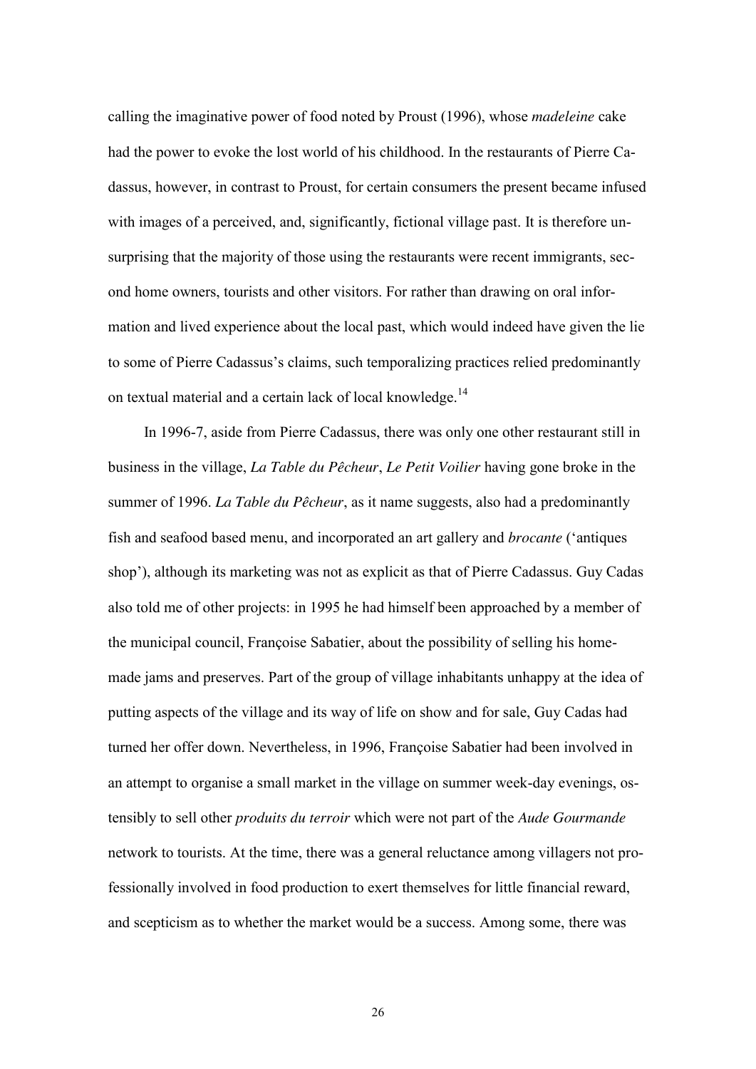calling the imaginative power of food noted by Proust (1996), whose *madeleine* cake had the power to evoke the lost world of his childhood. In the restaurants of Pierre Cadassus, however, in contrast to Proust, for certain consumers the present became infused with images of a perceived, and, significantly, fictional village past. It is therefore unsurprising that the majority of those using the restaurants were recent immigrants, second home owners, tourists and other visitors. For rather than drawing on oral information and lived experience about the local past, which would indeed have given the lie to some of Pierre Cadassus's claims, such temporalizing practices relied predominantly on textual material and a certain lack of local knowledge.[14]

In 1996-7, aside from Pierre Cadassus, there was only one other restaurant still in business in the village, *La Table du Pêcheur*, *Le Petit Voilier* having gone broke in the summer of 1996. *La Table du Pêcheur*, as it name suggests, also had a predominantly fish and seafood based menu, and incorporated an art gallery and *brocante* ('antiques shop'), although its marketing was not as explicit as that of Pierre Cadassus. Guy Cadas also told me of other projects: in 1995 he had himself been approached by a member of the municipal council, Françoise Sabatier, about the possibility of selling his home-made jams and preserves. Part of the group of village inhabitants unhappy at the idea of putting aspects of the village and its way of life on show and for sale, Guy Cadas had turned her offer down. Nevertheless, in 1996, Françoise Sabatier had been involved in an attempt to organise a small market in the village on summer week-day evenings, ostensibly to sell other *produits du terroir* which were not part of the *Aude Gourmande* network to tourists. At the time, there was a general reluctance among villagers not professionally involved in food production to exert themselves for little financial reward, and scepticism as to whether the market would be a success. Among some, there was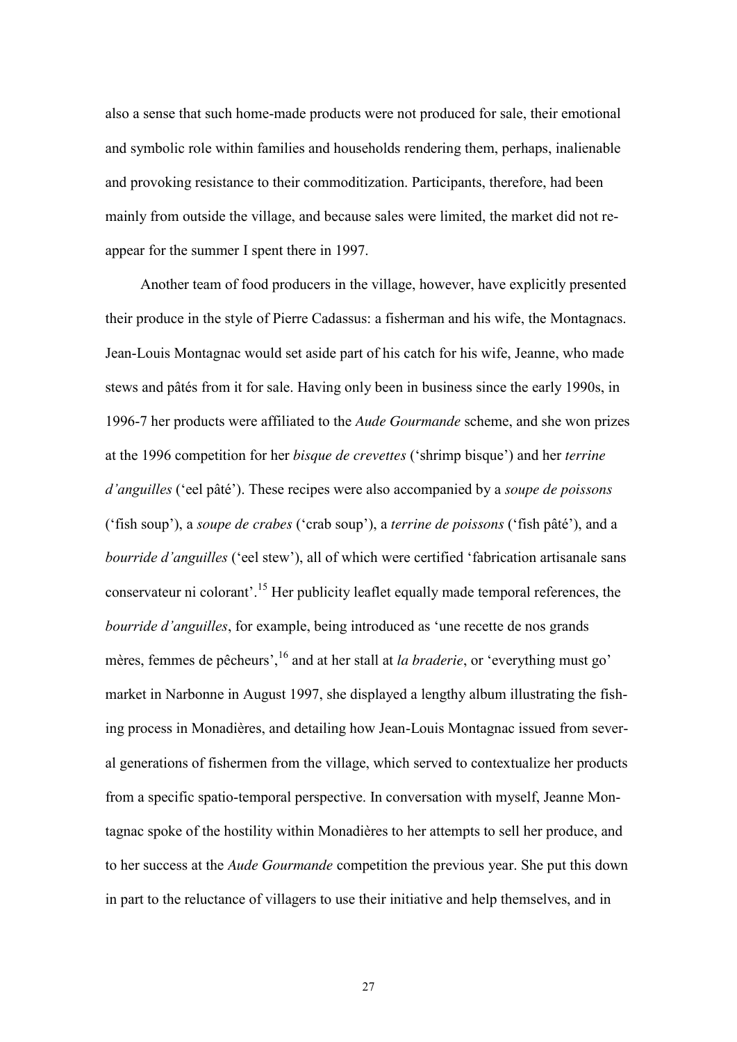also a sense that such home-made products were not produced for sale, their emotional and symbolic role within families and households rendering them, perhaps, inalienable and provoking resistance to their commoditization. Participants, therefore, had been mainly from outside the village, and because sales were limited, the market did not reappear for the summer I spent there in 1997.

Another team of food producers in the village, however, have explicitly presented their produce in the style of Pierre Cadassus: a fisherman and his wife, the Montagnacs. Jean-Louis Montagnac would set aside part of his catch for his wife, Jeanne, who made stews and pâtés from it for sale. Having only been in business since the early 1990s, in 1996-7 her products were affiliated to the *Aude Gourmande* scheme, and she won prizes at the 1996 competition for her *bisque de crevettes* ('shrimp bisque') and her *terrine d'anguilles* ('eel pâté'). These recipes were also accompanied by a *soupe de poissons* ('fish soup'), a *soupe de crabes* ('crab soup'), a *terrine de poissons* ('fish pâté'), and a *bourride d'anguilles* ('eel stew'), all of which were certified 'fabrication artisanale sans conservateur ni colorant'.[15] Her publicity leaflet equally made temporal references, the *bourride d'anguilles*, for example, being introduced as 'une recette de nos grands mères, femmes de pêcheurs',[16] and at her stall at *la braderie*, or 'everything must go' market in Narbonne in August 1997, she displayed a lengthy album illustrating the fishing process in Monadières, and detailing how Jean-Louis Montagnac issued from several generations of fishermen from the village, which served to contextualize her products from a specific spatio-temporal perspective. In conversation with myself, Jeanne Montagnac spoke of the hostility within Monadières to her attempts to sell her produce, and to her success at the *Aude Gourmande* competition the previous year. She put this down in part to the reluctance of villagers to use their initiative and help themselves, and in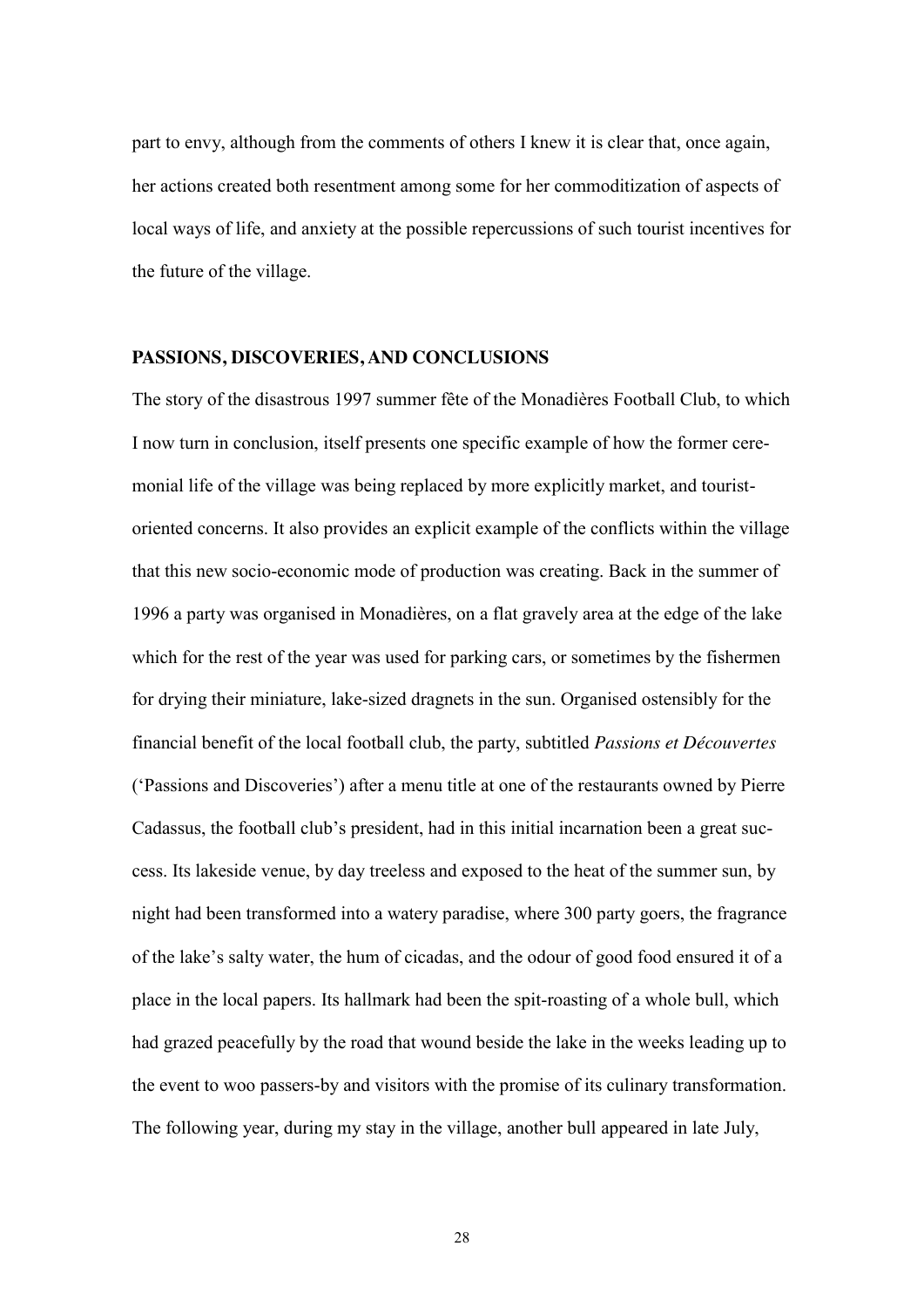part to envy, although from the comments of others I knew it is clear that, once again, her actions created both resentment among some for her commoditization of aspects of local ways of life, and anxiety at the possible repercussions of such tourist incentives for the future of the village.

## PASSIONS, DISCOVERIES, AND CONCLUSIONS

The story of the disastrous 1997 summer fête of the Monadières Football Club, to which I now turn in conclusion, itself presents one specific example of how the former ceremonial life of the village was being replaced by more explicitly market, and tourist-oriented concerns. It also provides an explicit example of the conflicts within the village that this new socio-economic mode of production was creating. Back in the summer of 1996 a party was organised in Monadières, on a flat gravely area at the edge of the lake which for the rest of the year was used for parking cars, or sometimes by the fishermen for drying their miniature, lake-sized dragnets in the sun. Organised ostensibly for the financial benefit of the local football club, the party, subtitled *Passions et Découvertes* ('Passions and Discoveries') after a menu title at one of the restaurants owned by Pierre Cadassus, the football club's president, had in this initial incarnation been a great success. Its lakeside venue, by day treeless and exposed to the heat of the summer sun, by night had been transformed into a watery paradise, where 300 party goers, the fragrance of the lake's salty water, the hum of cicadas, and the odour of good food ensured it of a place in the local papers. Its hallmark had been the spit-roasting of a whole bull, which had grazed peacefully by the road that wound beside the lake in the weeks leading up to the event to woo passers-by and visitors with the promise of its culinary transformation. The following year, during my stay in the village, another bull appeared in late July,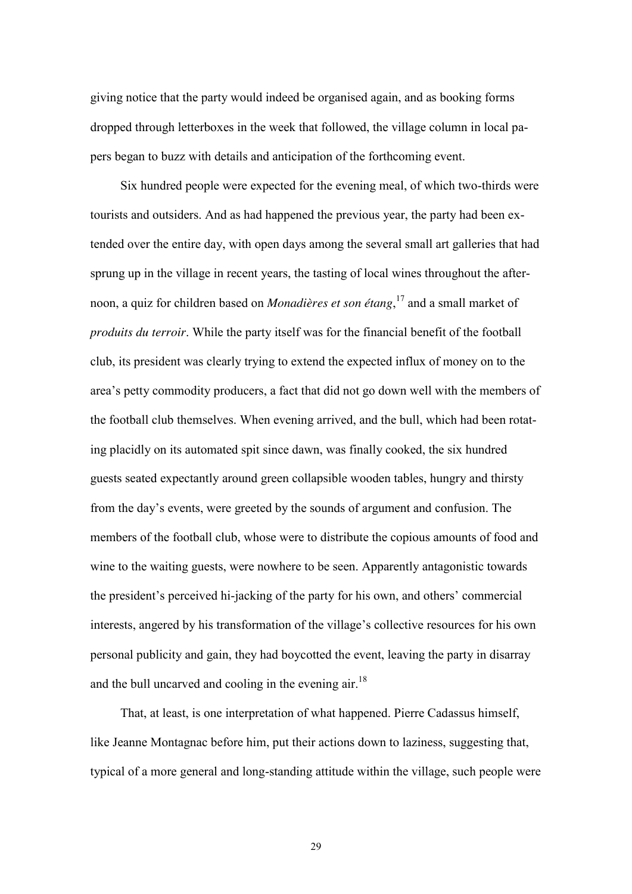giving notice that the party would indeed be organised again, and as booking forms dropped through letterboxes in the week that followed, the village column in local papers began to buzz with details and anticipation of the forthcoming event.

Six hundred people were expected for the evening meal, of which two-thirds were tourists and outsiders. And as had happened the previous year, the party had been extended over the entire day, with open days among the several small art galleries that had sprung up in the village in recent years, the tasting of local wines throughout the afternoon, a quiz for children based on *Monadières et son étang*,[17] and a small market of *produits du terroir*. While the party itself was for the financial benefit of the football club, its president was clearly trying to extend the expected influx of money on to the area's petty commodity producers, a fact that did not go down well with the members of the football club themselves. When evening arrived, and the bull, which had been rotating placidly on its automated spit since dawn, was finally cooked, the six hundred guests seated expectantly around green collapsible wooden tables, hungry and thirsty from the day's events, were greeted by the sounds of argument and confusion. The members of the football club, whose were to distribute the copious amounts of food and wine to the waiting guests, were nowhere to be seen. Apparently antagonistic towards the president's perceived hi-jacking of the party for his own, and others' commercial interests, angered by his transformation of the village's collective resources for his own personal publicity and gain, they had boycotted the event, leaving the party in disarray and the bull uncarved and cooling in the evening air.[18]

That, at least, is one interpretation of what happened. Pierre Cadassus himself, like Jeanne Montagnac before him, put their actions down to laziness, suggesting that, typical of a more general and long-standing attitude within the village, such people were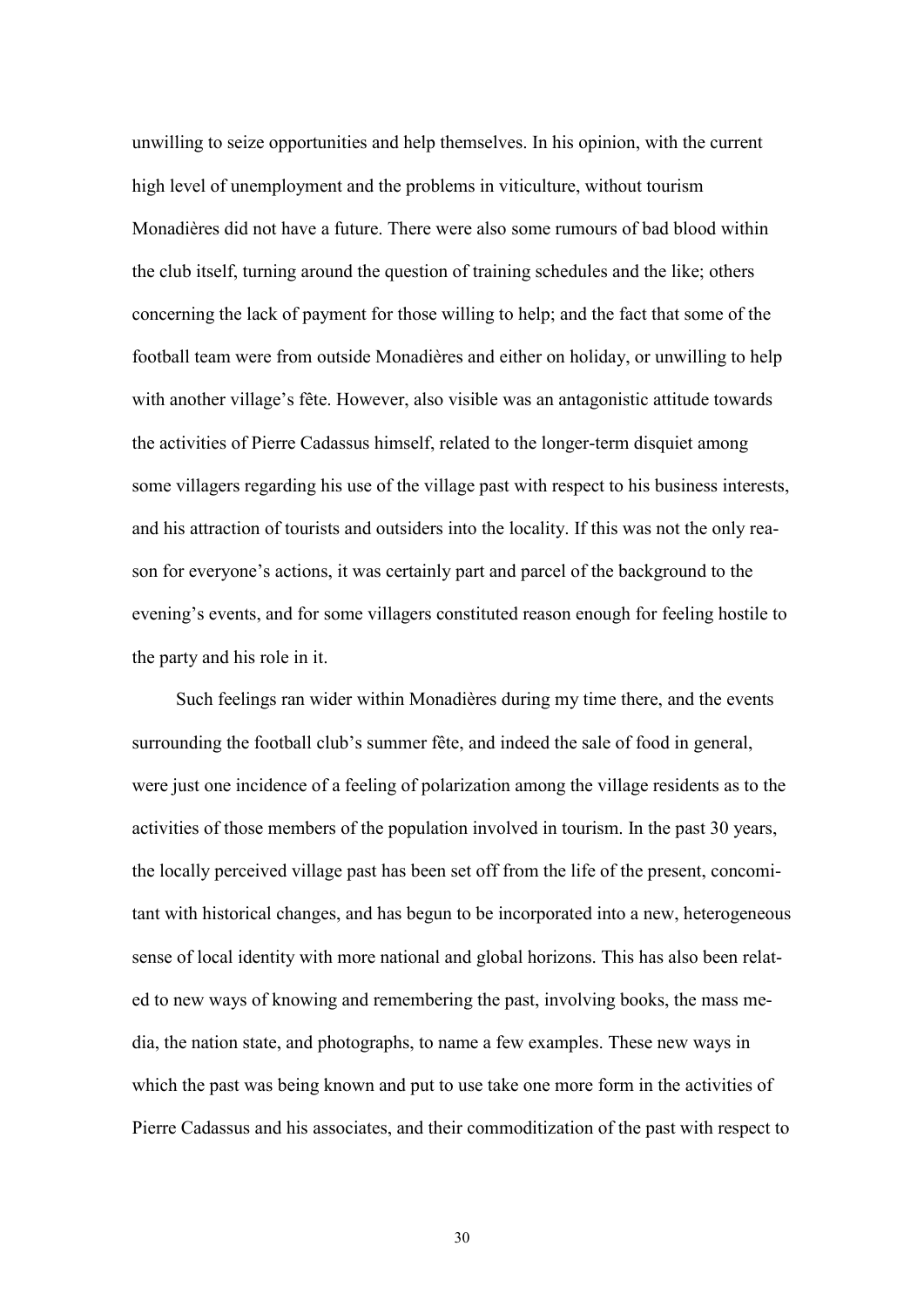unwilling to seize opportunities and help themselves. In his opinion, with the current high level of unemployment and the problems in viticulture, without tourism Monadières did not have a future. There were also some rumours of bad blood within the club itself, turning around the question of training schedules and the like; others concerning the lack of payment for those willing to help; and the fact that some of the football team were from outside Monadières and either on holiday, or unwilling to help with another village's fête. However, also visible was an antagonistic attitude towards the activities of Pierre Cadassus himself, related to the longer-term disquiet among some villagers regarding his use of the village past with respect to his business interests, and his attraction of tourists and outsiders into the locality. If this was not the only reason for everyone's actions, it was certainly part and parcel of the background to the evening's events, and for some villagers constituted reason enough for feeling hostile to the party and his role in it.

Such feelings ran wider within Monadières during my time there, and the events surrounding the football club's summer fête, and indeed the sale of food in general, were just one incidence of a feeling of polarization among the village residents as to the activities of those members of the population involved in tourism. In the past 30 years, the locally perceived village past has been set off from the life of the present, concomitant with historical changes, and has begun to be incorporated into a new, heterogeneous sense of local identity with more national and global horizons. This has also been related to new ways of knowing and remembering the past, involving books, the mass media, the nation state, and photographs, to name a few examples. These new ways in which the past was being known and put to use take one more form in the activities of Pierre Cadassus and his associates, and their commoditization of the past with respect to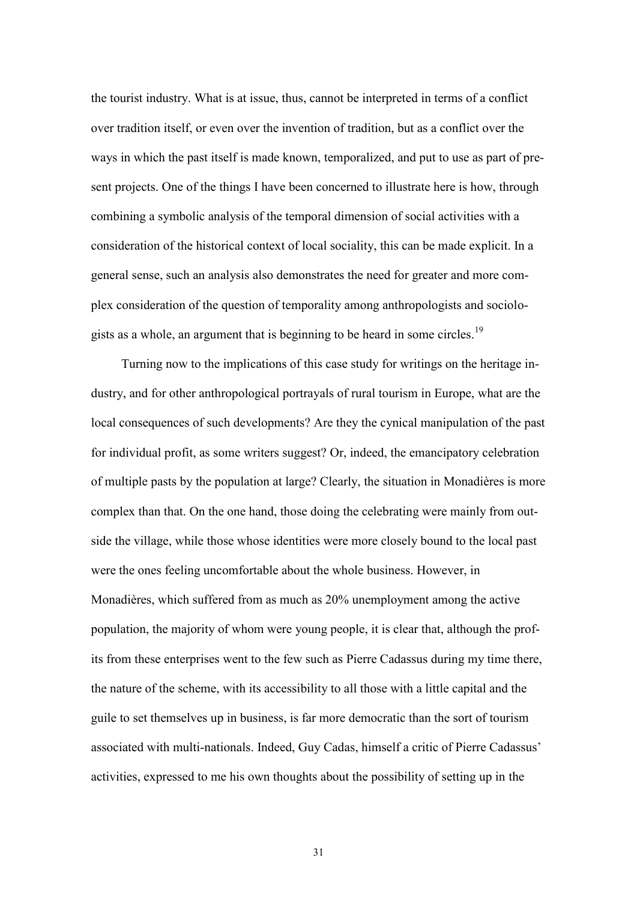the tourist industry. What is at issue, thus, cannot be interpreted in terms of a conflict over tradition itself, or even over the invention of tradition, but as a conflict over the ways in which the past itself is made known, temporalized, and put to use as part of present projects. One of the things I have been concerned to illustrate here is how, through combining a symbolic analysis of the temporal dimension of social activities with a consideration of the historical context of local sociality, this can be made explicit. In a general sense, such an analysis also demonstrates the need for greater and more complex consideration of the question of temporality among anthropologists and sociologists as a whole, an argument that is beginning to be heard in some circles.[19]

Turning now to the implications of this case study for writings on the heritage industry, and for other anthropological portrayals of rural tourism in Europe, what are the local consequences of such developments? Are they the cynical manipulation of the past for individual profit, as some writers suggest? Or, indeed, the emancipatory celebration of multiple pasts by the population at large? Clearly, the situation in Monadières is more complex than that. On the one hand, those doing the celebrating were mainly from outside the village, while those whose identities were more closely bound to the local past were the ones feeling uncomfortable about the whole business. However, in Monadières, which suffered from as much as 20% unemployment among the active population, the majority of whom were young people, it is clear that, although the profits from these enterprises went to the few such as Pierre Cadassus during my time there, the nature of the scheme, with its accessibility to all those with a little capital and the guile to set themselves up in business, is far more democratic than the sort of tourism associated with multi-nationals. Indeed, Guy Cadas, himself a critic of Pierre Cadassus' activities, expressed to me his own thoughts about the possibility of setting up in the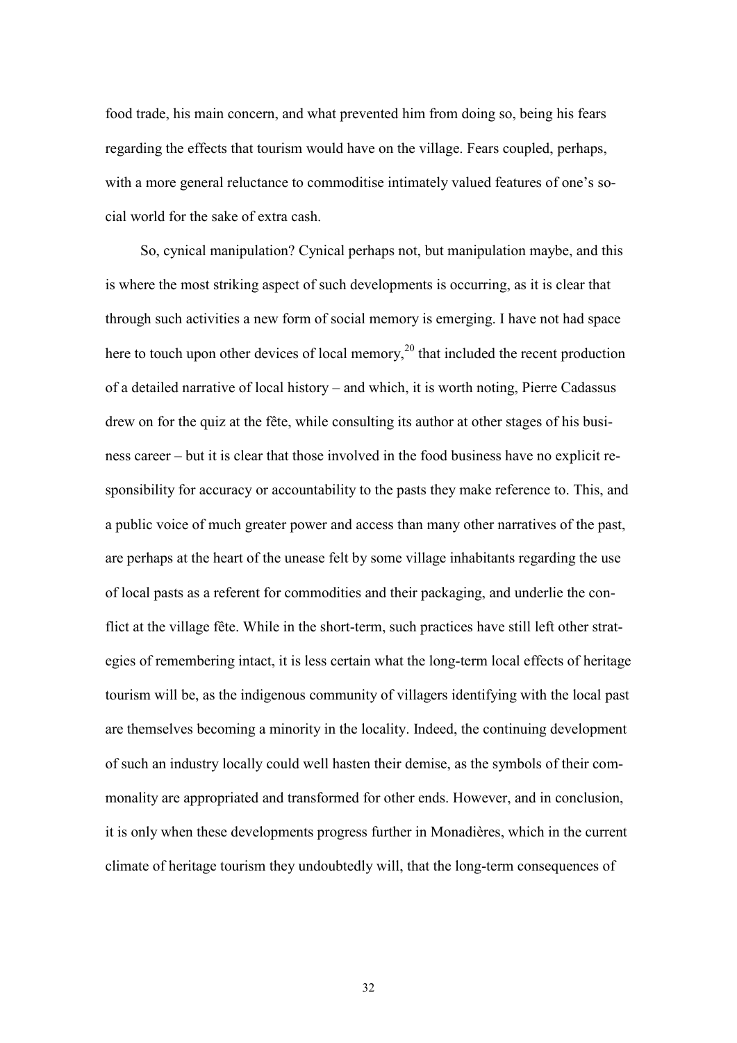food trade, his main concern, and what prevented him from doing so, being his fears regarding the effects that tourism would have on the village. Fears coupled, perhaps, with a more general reluctance to commoditise intimately valued features of one's social world for the sake of extra cash.

So, cynical manipulation? Cynical perhaps not, but manipulation maybe, and this is where the most striking aspect of such developments is occurring, as it is clear that through such activities a new form of social memory is emerging. I have not had space here to touch upon other devices of local memory,[20] that included the recent production of a detailed narrative of local history – and which, it is worth noting, Pierre Cadassus drew on for the quiz at the fête, while consulting its author at other stages of his business career – but it is clear that those involved in the food business have no explicit responsibility for accuracy or accountability to the pasts they make reference to. This, and a public voice of much greater power and access than many other narratives of the past, are perhaps at the heart of the unease felt by some village inhabitants regarding the use of local pasts as a referent for commodities and their packaging, and underlie the conflict at the village fête. While in the short-term, such practices have still left other strategies of remembering intact, it is less certain what the long-term local effects of heritage tourism will be, as the indigenous community of villagers identifying with the local past are themselves becoming a minority in the locality. Indeed, the continuing development of such an industry locally could well hasten their demise, as the symbols of their commonality are appropriated and transformed for other ends. However, and in conclusion, it is only when these developments progress further in Monadières, which in the current climate of heritage tourism they undoubtedly will, that the long-term consequences of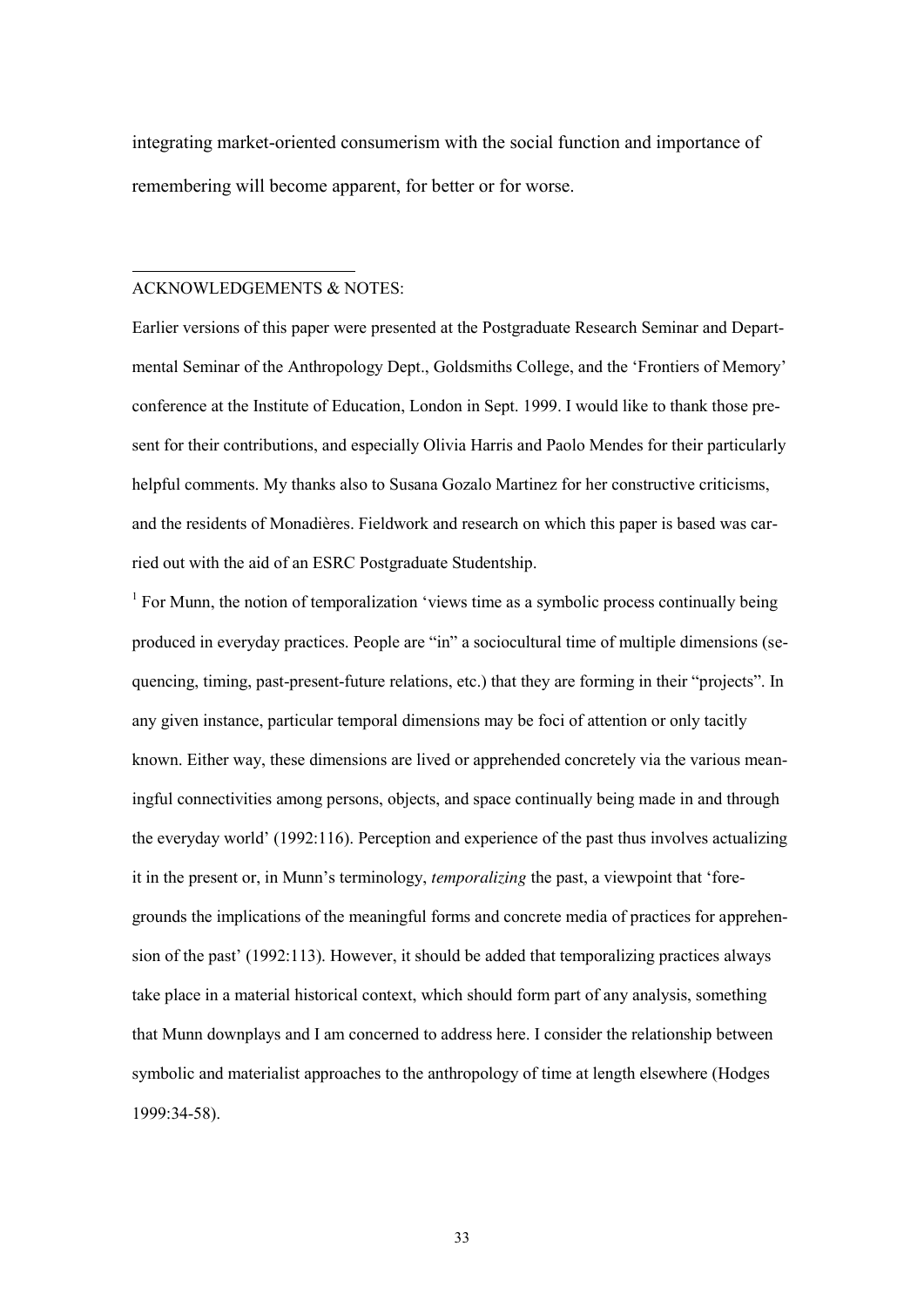integrating market-oriented consumerism with the social function and importance of remembering will become apparent, for better or for worse.

---

ACKNOWLEDGEMENTS & NOTES:

Earlier versions of this paper were presented at the Postgraduate Research Seminar and Departmental Seminar of the Anthropology Dept., Goldsmiths College, and the 'Frontiers of Memory' conference at the Institute of Education, London in Sept. 1999. I would like to thank those present for their contributions, and especially Olivia Harris and Paolo Mendes for their particularly helpful comments. My thanks also to Susana Gozalo Martinez for her constructive criticisms, and the residents of Monadières. Fieldwork and research on which this paper is based was carried out with the aid of an ESRC Postgraduate Studentship.

[1] For Munn, the notion of temporalization 'views time as a symbolic process continually being produced in everyday practices. People are "in" a sociocultural time of multiple dimensions (sequencing, timing, past-present-future relations, etc.) that they are forming in their "projects". In any given instance, particular temporal dimensions may be foci of attention or only tacitly known. Either way, these dimensions are lived or apprehended concretely via the various meaningful connectivities among persons, objects, and space continually being made in and through the everyday world' (1992:116). Perception and experience of the past thus involves actualizing it in the present or, in Munn's terminology, *temporalizing* the past, a viewpoint that 'foregrounds the implications of the meaningful forms and concrete media of practices for apprehension of the past' (1992:113). However, it should be added that temporalizing practices always take place in a material historical context, which should form part of any analysis, something that Munn downplays and I am concerned to address here. I consider the relationship between symbolic and materialist approaches to the anthropology of time at length elsewhere (Hodges 1999:34-58).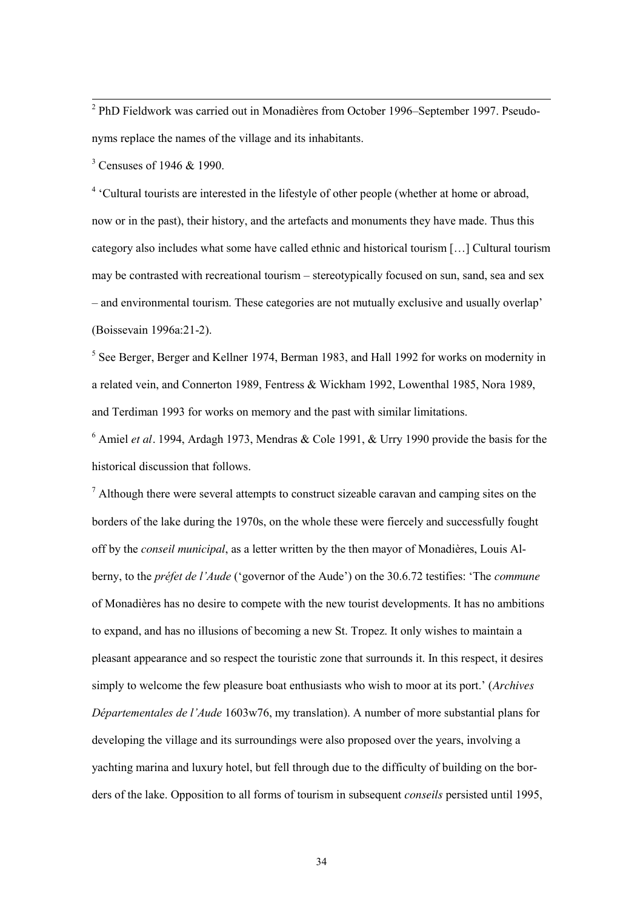[2] PhD Fieldwork was carried out in Monadières from October 1996–September 1997. Pseudonyms replace the names of the village and its inhabitants.

[3] Censuses of 1946 & 1990.

[4] 'Cultural tourists are interested in the lifestyle of other people (whether at home or abroad, now or in the past), their history, and the artefacts and monuments they have made. Thus this category also includes what some have called ethnic and historical tourism […] Cultural tourism may be contrasted with recreational tourism – stereotypically focused on sun, sand, sea and sex – and environmental tourism. These categories are not mutually exclusive and usually overlap' (Boissevain 1996a:21-2).

[5] See Berger, Berger and Kellner 1974, Berman 1983, and Hall 1992 for works on modernity in a related vein, and Connerton 1989, Fentress & Wickham 1992, Lowenthal 1985, Nora 1989, and Terdiman 1993 for works on memory and the past with similar limitations.

[6] Amiel *et al*. 1994, Ardagh 1973, Mendras & Cole 1991, & Urry 1990 provide the basis for the historical discussion that follows.

[7] Although there were several attempts to construct sizeable caravan and camping sites on the borders of the lake during the 1970s, on the whole these were fiercely and successfully fought off by the *conseil municipal*, as a letter written by the then mayor of Monadières, Louis Alberny, to the *préfet de l'Aude* ('governor of the Aude') on the 30.6.72 testifies: 'The *commune* of Monadières has no desire to compete with the new tourist developments. It has no ambitions to expand, and has no illusions of becoming a new St. Tropez. It only wishes to maintain a pleasant appearance and so respect the touristic zone that surrounds it. In this respect, it desires simply to welcome the few pleasure boat enthusiasts who wish to moor at its port.' (*Archives Départementales de l'Aude* 1603w76, my translation). A number of more substantial plans for developing the village and its surroundings were also proposed over the years, involving a yachting marina and luxury hotel, but fell through due to the difficulty of building on the borders of the lake. Opposition to all forms of tourism in subsequent *conseils* persisted until 1995,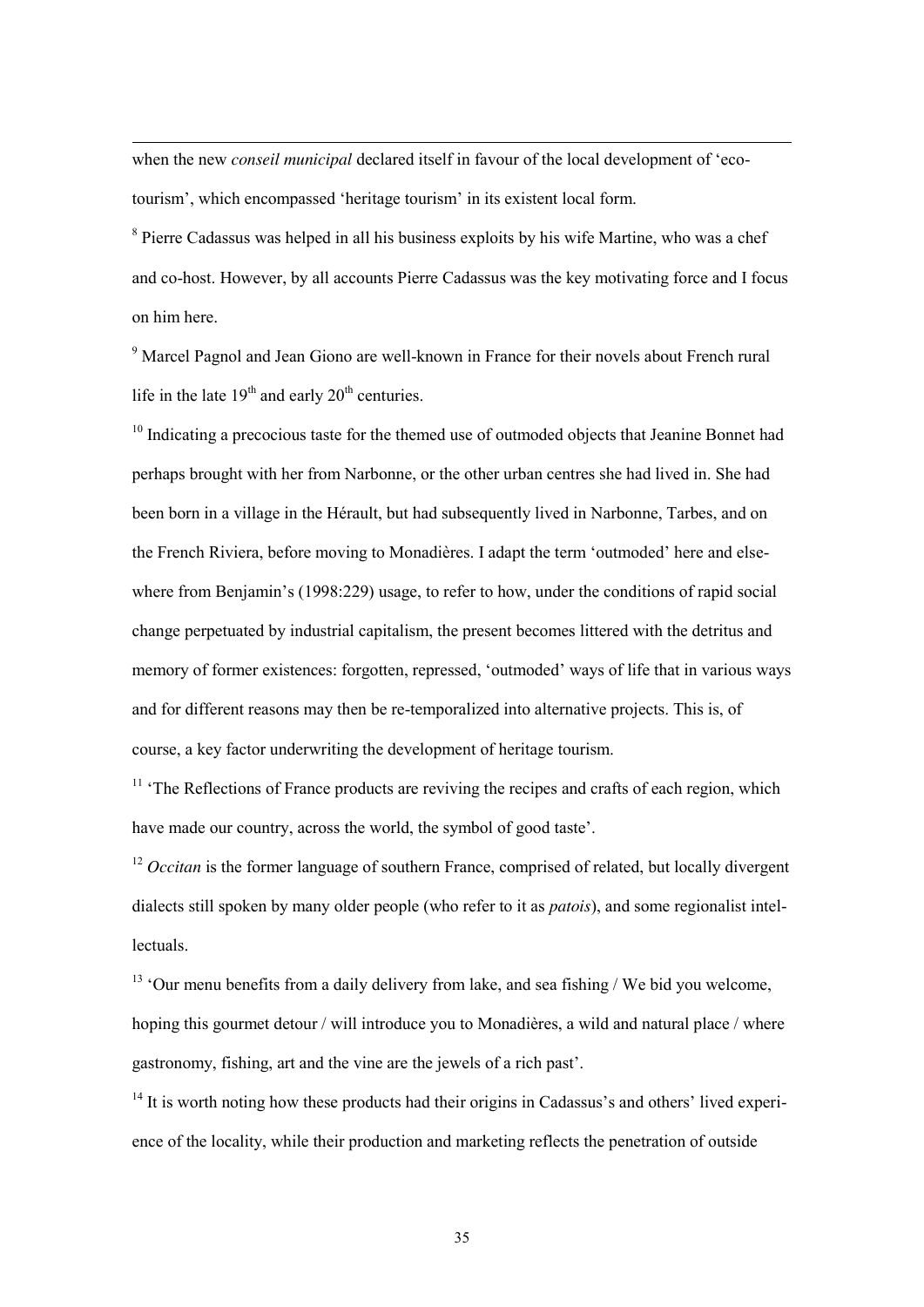when the new *conseil municipal* declared itself in favour of the local development of 'eco-tourism', which encompassed 'heritage tourism' in its existent local form.

[8] Pierre Cadassus was helped in all his business exploits by his wife Martine, who was a chef and co-host. However, by all accounts Pierre Cadassus was the key motivating force and I focus on him here.

[9] Marcel Pagnol and Jean Giono are well-known in France for their novels about French rural life in the late 19th and early 20th centuries.

[10] Indicating a precocious taste for the themed use of outmoded objects that Jeanine Bonnet had perhaps brought with her from Narbonne, or the other urban centres she had lived in. She had been born in a village in the Hérault, but had subsequently lived in Narbonne, Tarbes, and on the French Riviera, before moving to Monadières. I adapt the term 'outmoded' here and elsewhere from Benjamin's (1998:229) usage, to refer to how, under the conditions of rapid social change perpetuated by industrial capitalism, the present becomes littered with the detritus and memory of former existences: forgotten, repressed, 'outmoded' ways of life that in various ways and for different reasons may then be re-temporalized into alternative projects. This is, of course, a key factor underwriting the development of heritage tourism.

[11] 'The Reflections of France products are reviving the recipes and crafts of each region, which have made our country, across the world, the symbol of good taste'.

[12] *Occitan* is the former language of southern France, comprised of related, but locally divergent dialects still spoken by many older people (who refer to it as *patois*), and some regionalist intellectuals.

[13] 'Our menu benefits from a daily delivery from lake, and sea fishing / We bid you welcome, hoping this gourmet detour / will introduce you to Monadières, a wild and natural place / where gastronomy, fishing, art and the vine are the jewels of a rich past'.

[14] It is worth noting how these products had their origins in Cadassus's and others' lived experience of the locality, while their production and marketing reflects the penetration of outside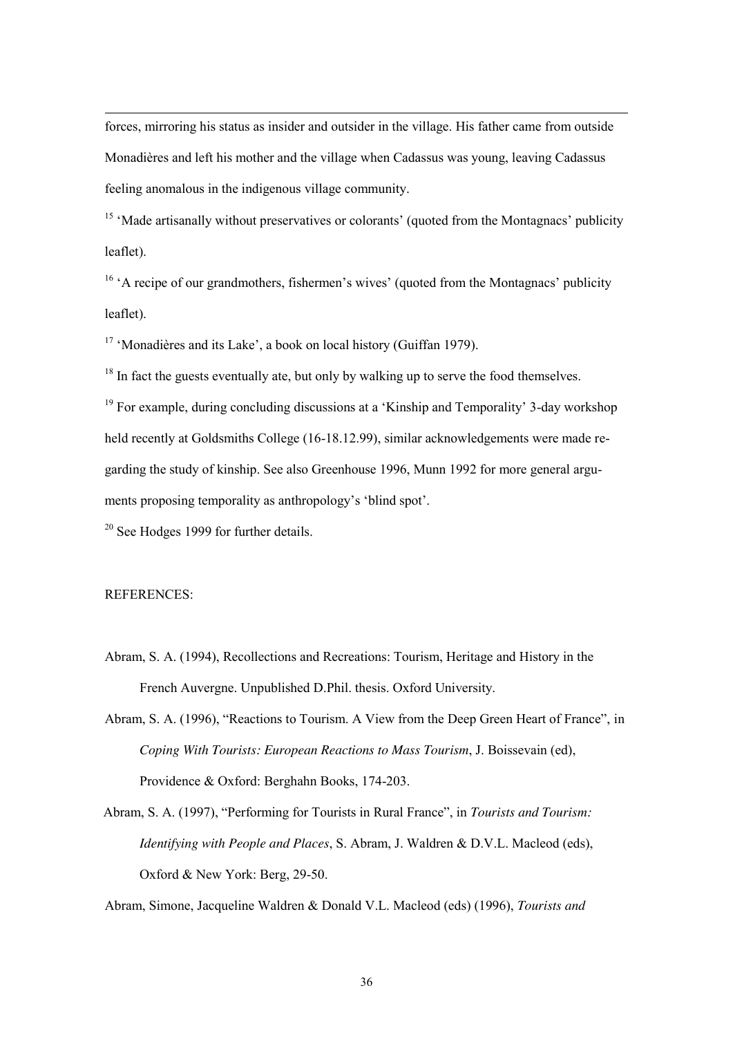forces, mirroring his status as insider and outsider in the village. His father came from outside Monadières and left his mother and the village when Cadassus was young, leaving Cadassus feeling anomalous in the indigenous village community.

[15] 'Made artisanally without preservatives or colorants' (quoted from the Montagnacs' publicity leaflet).

[16] 'A recipe of our grandmothers, fishermen's wives' (quoted from the Montagnacs' publicity leaflet).

[17] 'Monadières and its Lake', a book on local history (Guiffan 1979).

[18] In fact the guests eventually ate, but only by walking up to serve the food themselves.

[19] For example, during concluding discussions at a 'Kinship and Temporality' 3-day workshop held recently at Goldsmiths College (16-18.12.99), similar acknowledgements were made regarding the study of kinship. See also Greenhouse 1996, Munn 1992 for more general arguments proposing temporality as anthropology's 'blind spot'.

[20] See Hodges 1999 for further details.

REFERENCES:

Abram, S. A. (1994), Recollections and Recreations: Tourism, Heritage and History in the French Auvergne. Unpublished D.Phil. thesis. Oxford University.

Abram, S. A. (1996), "Reactions to Tourism. A View from the Deep Green Heart of France", in *Coping With Tourists: European Reactions to Mass Tourism*, J. Boissevain (ed), Providence & Oxford: Berghahn Books, 174-203.

Abram, S. A. (1997), "Performing for Tourists in Rural France", in *Tourists and Tourism: Identifying with People and Places*, S. Abram, J. Waldren & D.V.L. Macleod (eds), Oxford & New York: Berg, 29-50.

Abram, Simone, Jacqueline Waldren & Donald V.L. Macleod (eds) (1996), *Tourists and*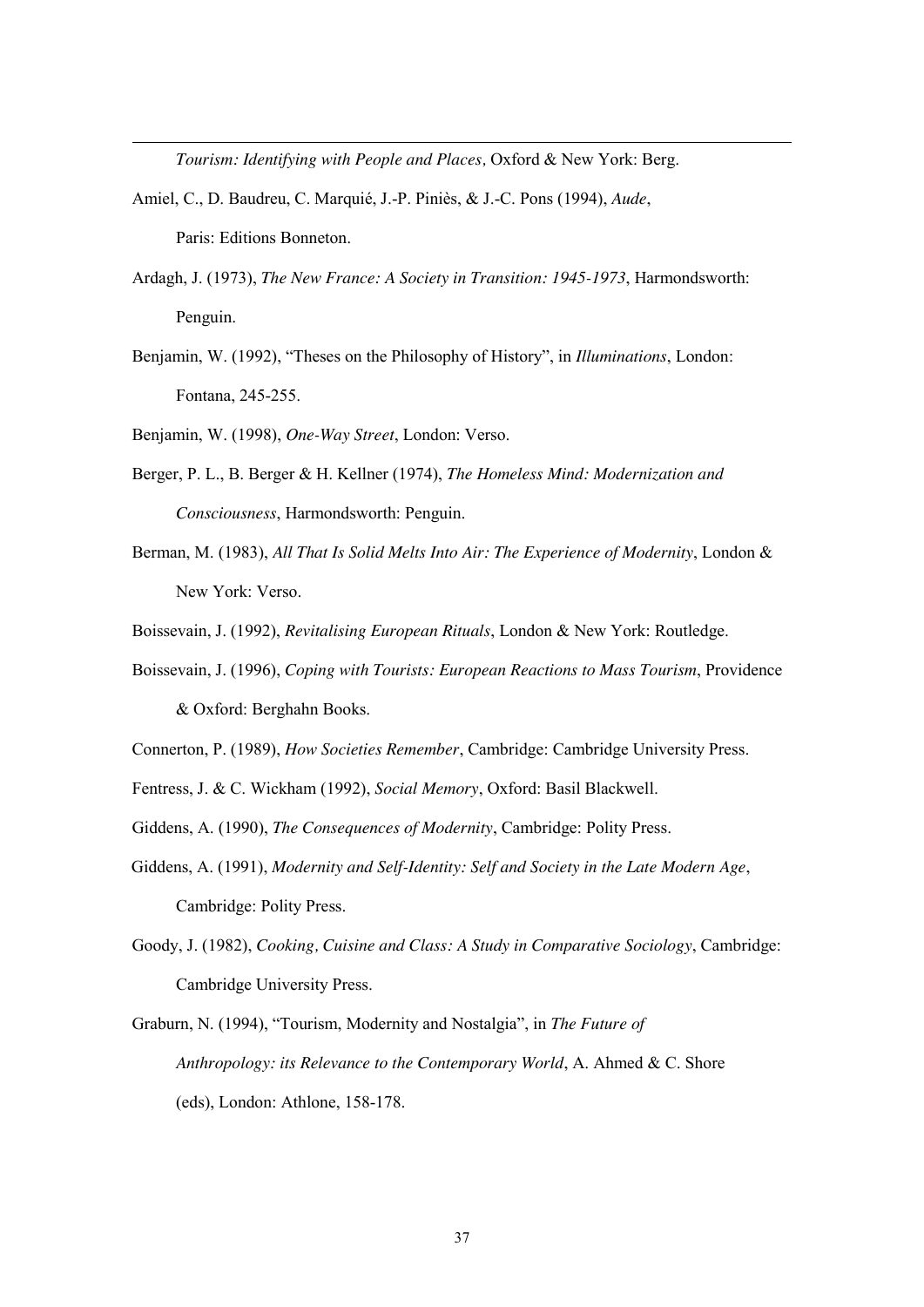*Tourism: Identifying with People and Places,* Oxford & New York: Berg.

Amiel, C., D. Baudreu, C. Marquié, J.-P. Piniès, & J.-C. Pons (1994), *Aude*, Paris: Editions Bonneton.

Ardagh, J. (1973), *The New France: A Society in Transition: 1945-1973*, Harmondsworth: Penguin.

Benjamin, W. (1992), "Theses on the Philosophy of History", in *Illuminations*, London: Fontana, 245-255.

Benjamin, W. (1998), *One-Way Street*, London: Verso.

Berger, P. L., B. Berger & H. Kellner (1974), *The Homeless Mind: Modernization and Consciousness*, Harmondsworth: Penguin.

Berman, M. (1983), *All That Is Solid Melts Into Air: The Experience of Modernity*, London & New York: Verso.

Boissevain, J. (1992), *Revitalising European Rituals*, London & New York: Routledge.

Boissevain, J. (1996), *Coping with Tourists: European Reactions to Mass Tourism*, Providence & Oxford: Berghahn Books.

Connerton, P. (1989), *How Societies Remember*, Cambridge: Cambridge University Press.

Fentress, J. & C. Wickham (1992), *Social Memory*, Oxford: Basil Blackwell.

Giddens, A. (1990), *The Consequences of Modernity*, Cambridge: Polity Press.

Giddens, A. (1991), *Modernity and Self-Identity: Self and Society in the Late Modern Age*, Cambridge: Polity Press.

Goody, J. (1982), *Cooking, Cuisine and Class: A Study in Comparative Sociology*, Cambridge: Cambridge University Press.

Graburn, N. (1994), "Tourism, Modernity and Nostalgia", in *The Future of Anthropology: its Relevance to the Contemporary World*, A. Ahmed & C. Shore (eds), London: Athlone, 158-178.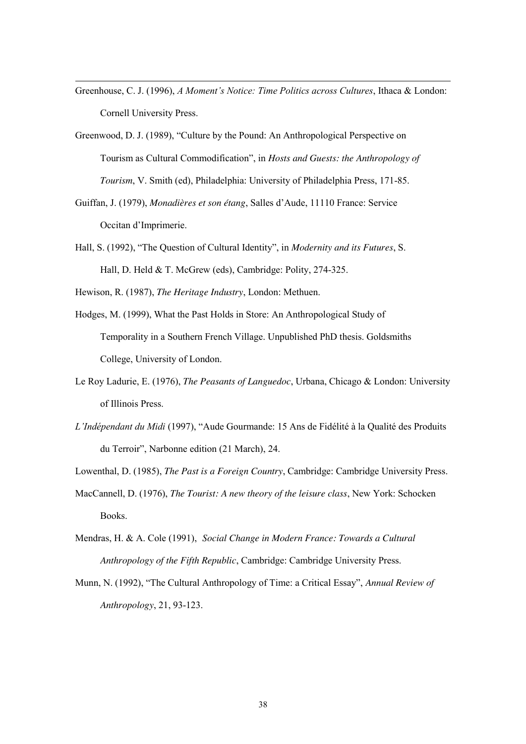Greenhouse, C. J. (1996), *A Moment's Notice: Time Politics across Cultures*, Ithaca & London: Cornell University Press.

Greenwood, D. J. (1989), "Culture by the Pound: An Anthropological Perspective on Tourism as Cultural Commodification", in *Hosts and Guests: the Anthropology of Tourism*, V. Smith (ed), Philadelphia: University of Philadelphia Press, 171-85.

Guiffan, J. (1979), *Monadières et son étang*, Salles d'Aude, 11110 France: Service Occitan d'Imprimerie.

Hall, S. (1992), "The Question of Cultural Identity", in *Modernity and its Futures*, S. Hall, D. Held & T. McGrew (eds), Cambridge: Polity, 274-325.

Hewison, R. (1987), *The Heritage Industry*, London: Methuen.

Hodges, M. (1999), What the Past Holds in Store: An Anthropological Study of Temporality in a Southern French Village. Unpublished PhD thesis. Goldsmiths College, University of London.

Le Roy Ladurie, E. (1976), *The Peasants of Languedoc*, Urbana, Chicago & London: University of Illinois Press.

*L'Indépendant du Midi* (1997), "Aude Gourmande: 15 Ans de Fidélité à la Qualité des Produits du Terroir", Narbonne edition (21 March), 24.

Lowenthal, D. (1985), *The Past is a Foreign Country*, Cambridge: Cambridge University Press.

MacCannell, D. (1976), *The Tourist: A new theory of the leisure class*, New York: Schocken Books.

Mendras, H. & A. Cole (1991), *Social Change in Modern France: Towards a Cultural Anthropology of the Fifth Republic*, Cambridge: Cambridge University Press.

Munn, N. (1992), "The Cultural Anthropology of Time: a Critical Essay", *Annual Review of Anthropology*, 21, 93-123.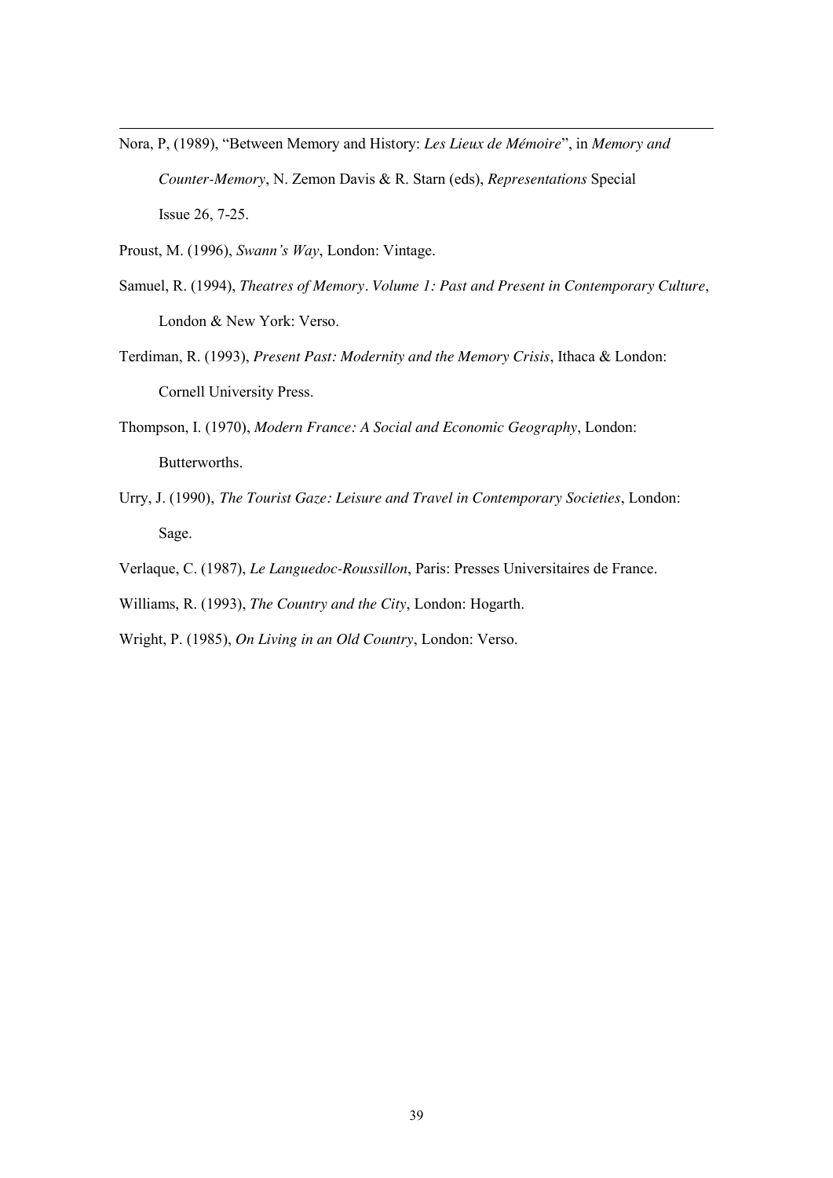Nora, P, (1989), "Between Memory and History: *Les Lieux de Mémoire*", in *Memory and Counter-Memory*, N. Zemon Davis & R. Starn (eds), *Representations* Special Issue 26, 7-25.

Proust, M. (1996), *Swann's Way*, London: Vintage.

Samuel, R. (1994), *Theatres of Memory*. *Volume 1: Past and Present in Contemporary Culture*, London & New York: Verso.

Terdiman, R. (1993), *Present Past: Modernity and the Memory Crisis*, Ithaca & London: Cornell University Press.

Thompson, I. (1970), *Modern France: A Social and Economic Geography*, London: Butterworths.

Urry, J. (1990), *The Tourist Gaze: Leisure and Travel in Contemporary Societies*, London: Sage.

Verlaque, C. (1987), *Le Languedoc-Roussillon*, Paris: Presses Universitaires de France.

Williams, R. (1993), *The Country and the City*, London: Hogarth.

Wright, P. (1985), *On Living in an Old Country*, London: Verso.